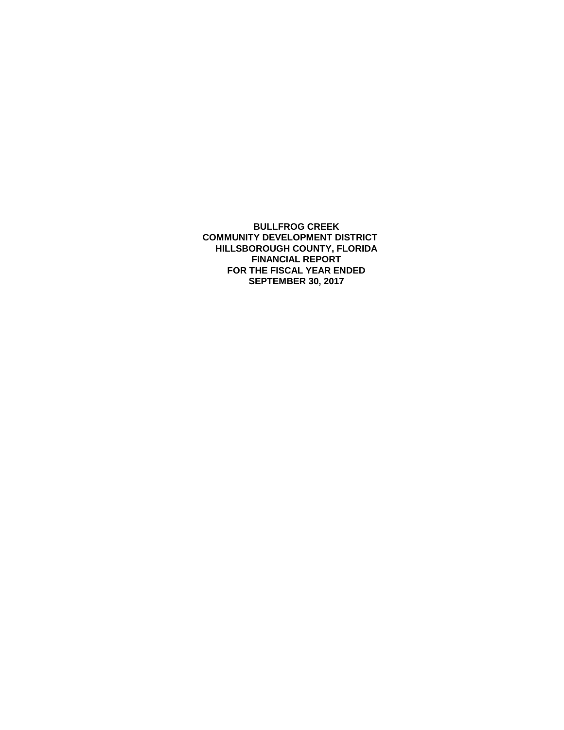# BULLFROG CREEK COMMUNITY DEVELOPMENT DISTRICT

## HILLSBOROUGH COUNTY, FLORIDA

## FINANCIAL REPORT

## FOR THE FISCAL YEAR ENDED SEPTEMBER 30, 2017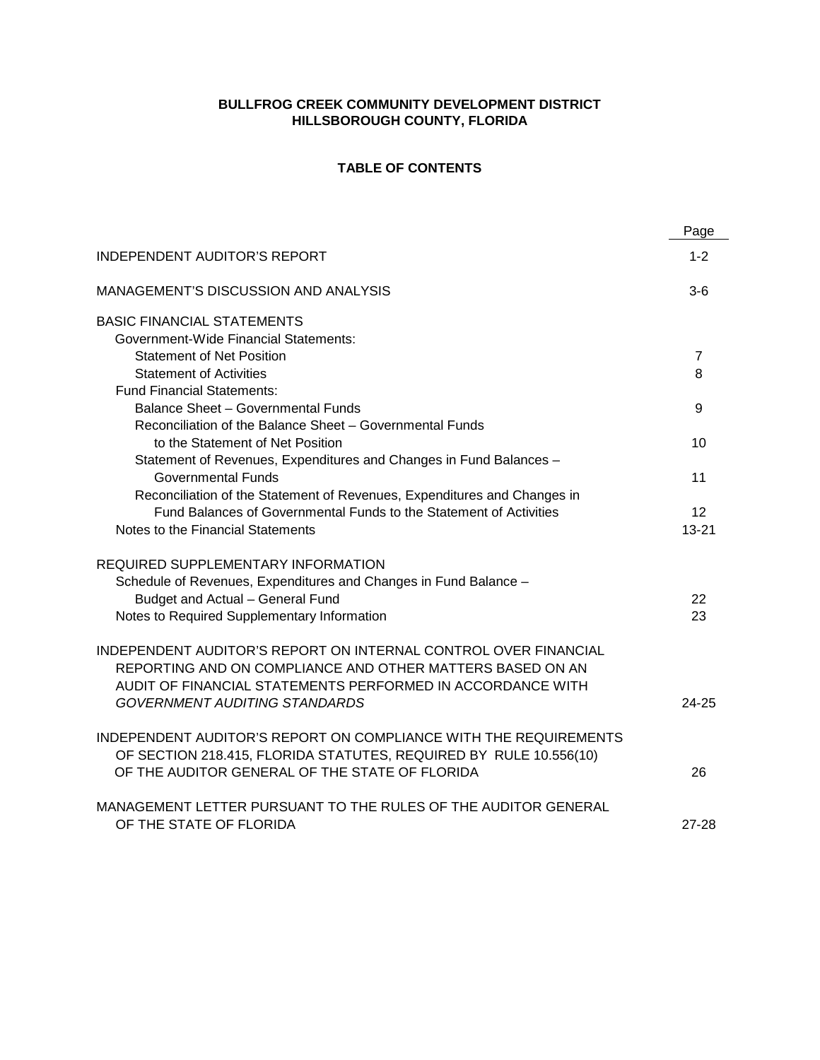**BULLFROG CREEK COMMUNITY DEVELOPMENT DISTRICT**
**HILLSBOROUGH COUNTY, FLORIDA**

**TABLE OF CONTENTS**

| | Page |
|---|---|
| INDEPENDENT AUDITOR'S REPORT | 1-2 |
| MANAGEMENT'S DISCUSSION AND ANALYSIS | 3-6 |
| BASIC FINANCIAL STATEMENTS | |
| Government-Wide Financial Statements: | |
| Statement of Net Position | 7 |
| Statement of Activities | 8 |
| Fund Financial Statements: | |
| Balance Sheet – Governmental Funds | 9 |
| Reconciliation of the Balance Sheet – Governmental Funds to the Statement of Net Position | 10 |
| Statement of Revenues, Expenditures and Changes in Fund Balances – Governmental Funds | 11 |
| Reconciliation of the Statement of Revenues, Expenditures and Changes in Fund Balances of Governmental Funds to the Statement of Activities | 12 |
| Notes to the Financial Statements | 13-21 |
| REQUIRED SUPPLEMENTARY INFORMATION | |
| Schedule of Revenues, Expenditures and Changes in Fund Balance – Budget and Actual – General Fund | 22 |
| Notes to Required Supplementary Information | 23 |
| INDEPENDENT AUDITOR'S REPORT ON INTERNAL CONTROL OVER FINANCIAL REPORTING AND ON COMPLIANCE AND OTHER MATTERS BASED ON AN AUDIT OF FINANCIAL STATEMENTS PERFORMED IN ACCORDANCE WITH *GOVERNMENT AUDITING STANDARDS* | 24-25 |
| INDEPENDENT AUDITOR'S REPORT ON COMPLIANCE WITH THE REQUIREMENTS OF SECTION 218.415, FLORIDA STATUTES, REQUIRED BY RULE 10.556(10) OF THE AUDITOR GENERAL OF THE STATE OF FLORIDA | 26 |
| MANAGEMENT LETTER PURSUANT TO THE RULES OF THE AUDITOR GENERAL OF THE STATE OF FLORIDA | 27-28 |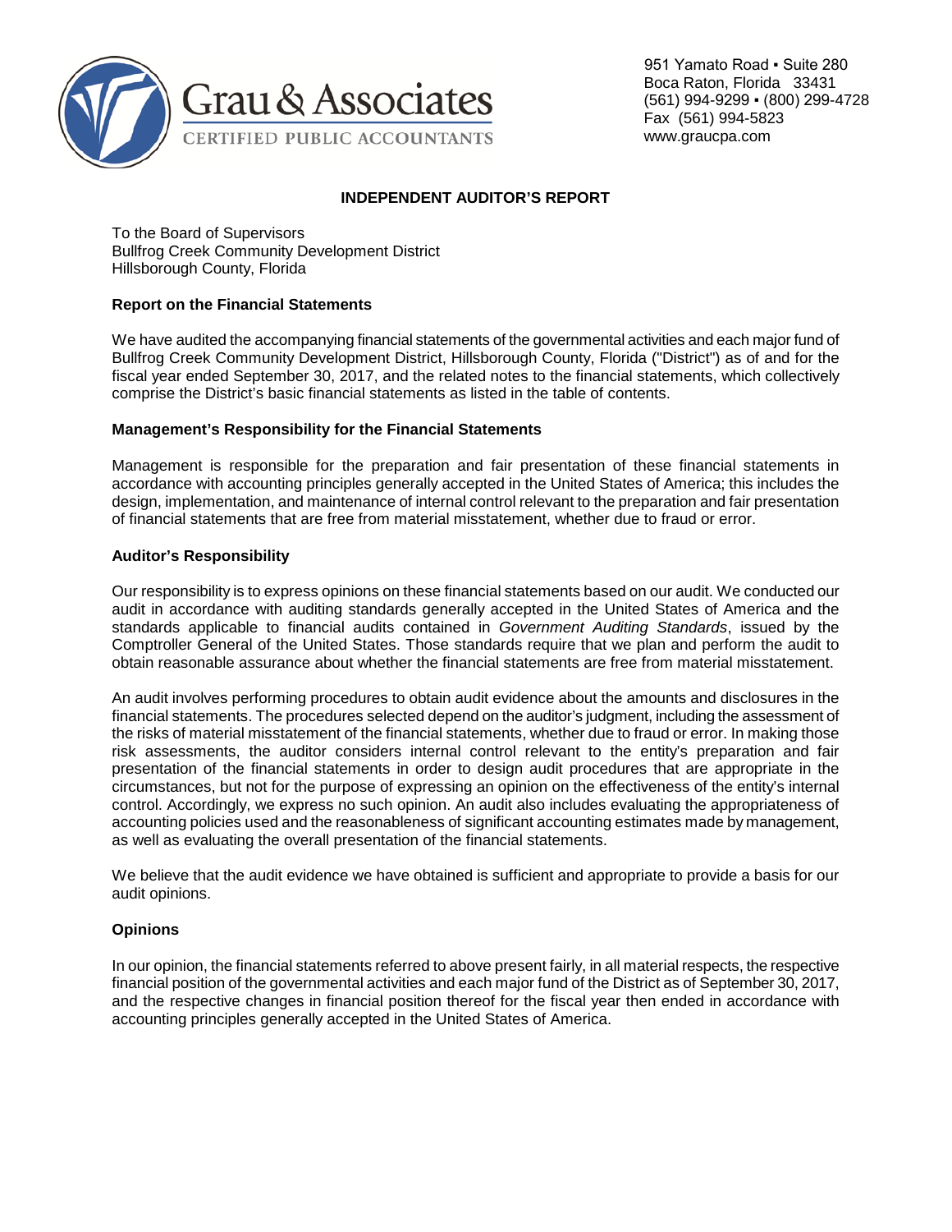Grau & Associates

CERTIFIED PUBLIC ACCOUNTANTS

951 Yamato Road ▪ Suite 280
Boca Raton, Florida 33431
(561) 994-9299 ▪ (800) 299-4728
Fax (561) 994-5823
www.graucpa.com

## INDEPENDENT AUDITOR'S REPORT

To the Board of Supervisors
Bullfrog Creek Community Development District
Hillsborough County, Florida

### Report on the Financial Statements

We have audited the accompanying financial statements of the governmental activities and each major fund of Bullfrog Creek Community Development District, Hillsborough County, Florida ("District") as of and for the fiscal year ended September 30, 2017, and the related notes to the financial statements, which collectively comprise the District's basic financial statements as listed in the table of contents.

### Management's Responsibility for the Financial Statements

Management is responsible for the preparation and fair presentation of these financial statements in accordance with accounting principles generally accepted in the United States of America; this includes the design, implementation, and maintenance of internal control relevant to the preparation and fair presentation of financial statements that are free from material misstatement, whether due to fraud or error.

### Auditor's Responsibility

Our responsibility is to express opinions on these financial statements based on our audit. We conducted our audit in accordance with auditing standards generally accepted in the United States of America and the standards applicable to financial audits contained in *Government Auditing Standards*, issued by the Comptroller General of the United States. Those standards require that we plan and perform the audit to obtain reasonable assurance about whether the financial statements are free from material misstatement.

An audit involves performing procedures to obtain audit evidence about the amounts and disclosures in the financial statements. The procedures selected depend on the auditor's judgment, including the assessment of the risks of material misstatement of the financial statements, whether due to fraud or error. In making those risk assessments, the auditor considers internal control relevant to the entity's preparation and fair presentation of the financial statements in order to design audit procedures that are appropriate in the circumstances, but not for the purpose of expressing an opinion on the effectiveness of the entity's internal control. Accordingly, we express no such opinion. An audit also includes evaluating the appropriateness of accounting policies used and the reasonableness of significant accounting estimates made by management, as well as evaluating the overall presentation of the financial statements.

We believe that the audit evidence we have obtained is sufficient and appropriate to provide a basis for our audit opinions.

### Opinions

In our opinion, the financial statements referred to above present fairly, in all material respects, the respective financial position of the governmental activities and each major fund of the District as of September 30, 2017, and the respective changes in financial position thereof for the fiscal year then ended in accordance with accounting principles generally accepted in the United States of America.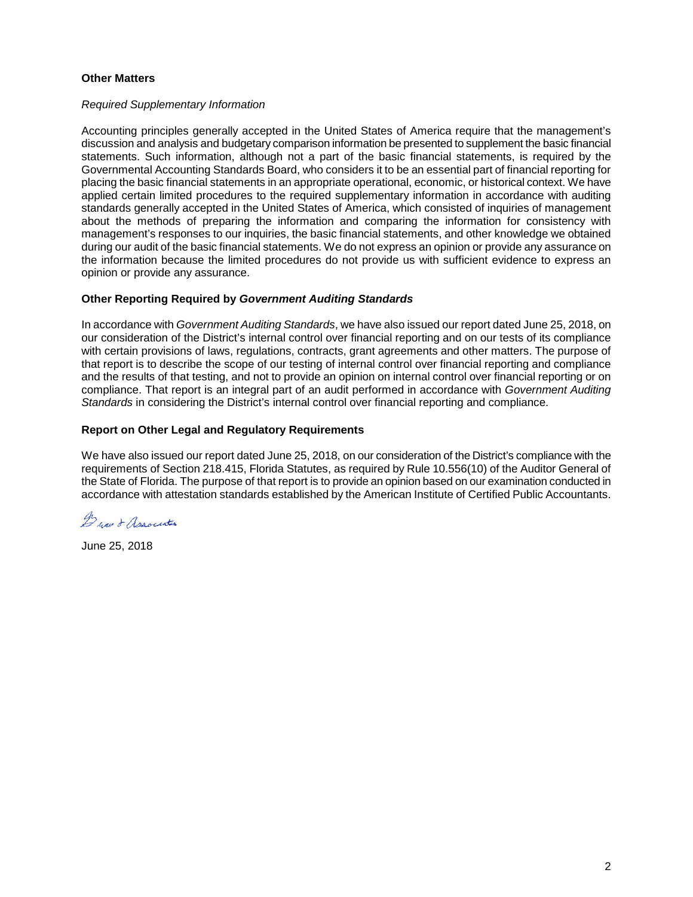**Other Matters**

*Required Supplementary Information*

Accounting principles generally accepted in the United States of America require that the management's discussion and analysis and budgetary comparison information be presented to supplement the basic financial statements. Such information, although not a part of the basic financial statements, is required by the Governmental Accounting Standards Board, who considers it to be an essential part of financial reporting for placing the basic financial statements in an appropriate operational, economic, or historical context. We have applied certain limited procedures to the required supplementary information in accordance with auditing standards generally accepted in the United States of America, which consisted of inquiries of management about the methods of preparing the information and comparing the information for consistency with management's responses to our inquiries, the basic financial statements, and other knowledge we obtained during our audit of the basic financial statements. We do not express an opinion or provide any assurance on the information because the limited procedures do not provide us with sufficient evidence to express an opinion or provide any assurance.

**Other Reporting Required by *Government Auditing Standards***

In accordance with *Government Auditing Standards*, we have also issued our report dated June 25, 2018, on our consideration of the District's internal control over financial reporting and on our tests of its compliance with certain provisions of laws, regulations, contracts, grant agreements and other matters. The purpose of that report is to describe the scope of our testing of internal control over financial reporting and compliance and the results of that testing, and not to provide an opinion on internal control over financial reporting or on compliance. That report is an integral part of an audit performed in accordance with *Government Auditing Standards* in considering the District's internal control over financial reporting and compliance.

**Report on Other Legal and Regulatory Requirements**

We have also issued our report dated June 25, 2018, on our consideration of the District's compliance with the requirements of Section 218.415, Florida Statutes, as required by Rule 10.556(10) of the Auditor General of the State of Florida. The purpose of that report is to provide an opinion based on our examination conducted in accordance with attestation standards established by the American Institute of Certified Public Accountants.

Grau & Associates

June 25, 2018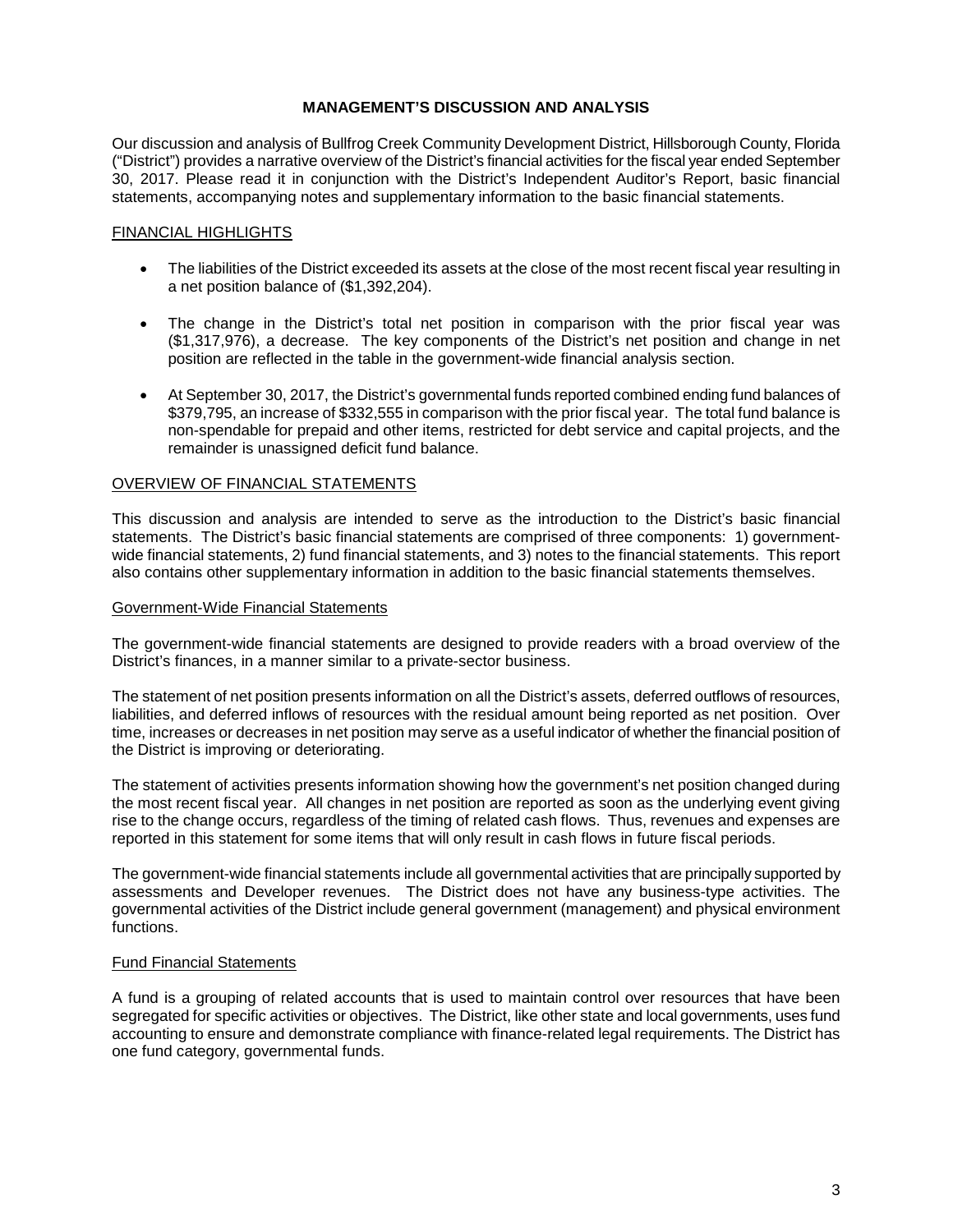# MANAGEMENT'S DISCUSSION AND ANALYSIS

Our discussion and analysis of Bullfrog Creek Community Development District, Hillsborough County, Florida ("District") provides a narrative overview of the District's financial activities for the fiscal year ended September 30, 2017. Please read it in conjunction with the District's Independent Auditor's Report, basic financial statements, accompanying notes and supplementary information to the basic financial statements.

## FINANCIAL HIGHLIGHTS

- The liabilities of the District exceeded its assets at the close of the most recent fiscal year resulting in a net position balance of ($1,392,204).
- The change in the District's total net position in comparison with the prior fiscal year was ($1,317,976), a decrease. The key components of the District's net position and change in net position are reflected in the table in the government-wide financial analysis section.
- At September 30, 2017, the District's governmental funds reported combined ending fund balances of $379,795, an increase of $332,555 in comparison with the prior fiscal year. The total fund balance is non-spendable for prepaid and other items, restricted for debt service and capital projects, and the remainder is unassigned deficit fund balance.

## OVERVIEW OF FINANCIAL STATEMENTS

This discussion and analysis are intended to serve as the introduction to the District's basic financial statements. The District's basic financial statements are comprised of three components: 1) government-wide financial statements, 2) fund financial statements, and 3) notes to the financial statements. This report also contains other supplementary information in addition to the basic financial statements themselves.

### Government-Wide Financial Statements

The government-wide financial statements are designed to provide readers with a broad overview of the District's finances, in a manner similar to a private-sector business.

The statement of net position presents information on all the District's assets, deferred outflows of resources, liabilities, and deferred inflows of resources with the residual amount being reported as net position. Over time, increases or decreases in net position may serve as a useful indicator of whether the financial position of the District is improving or deteriorating.

The statement of activities presents information showing how the government's net position changed during the most recent fiscal year. All changes in net position are reported as soon as the underlying event giving rise to the change occurs, regardless of the timing of related cash flows. Thus, revenues and expenses are reported in this statement for some items that will only result in cash flows in future fiscal periods.

The government-wide financial statements include all governmental activities that are principally supported by assessments and Developer revenues. The District does not have any business-type activities. The governmental activities of the District include general government (management) and physical environment functions.

### Fund Financial Statements

A fund is a grouping of related accounts that is used to maintain control over resources that have been segregated for specific activities or objectives. The District, like other state and local governments, uses fund accounting to ensure and demonstrate compliance with finance-related legal requirements. The District has one fund category, governmental funds.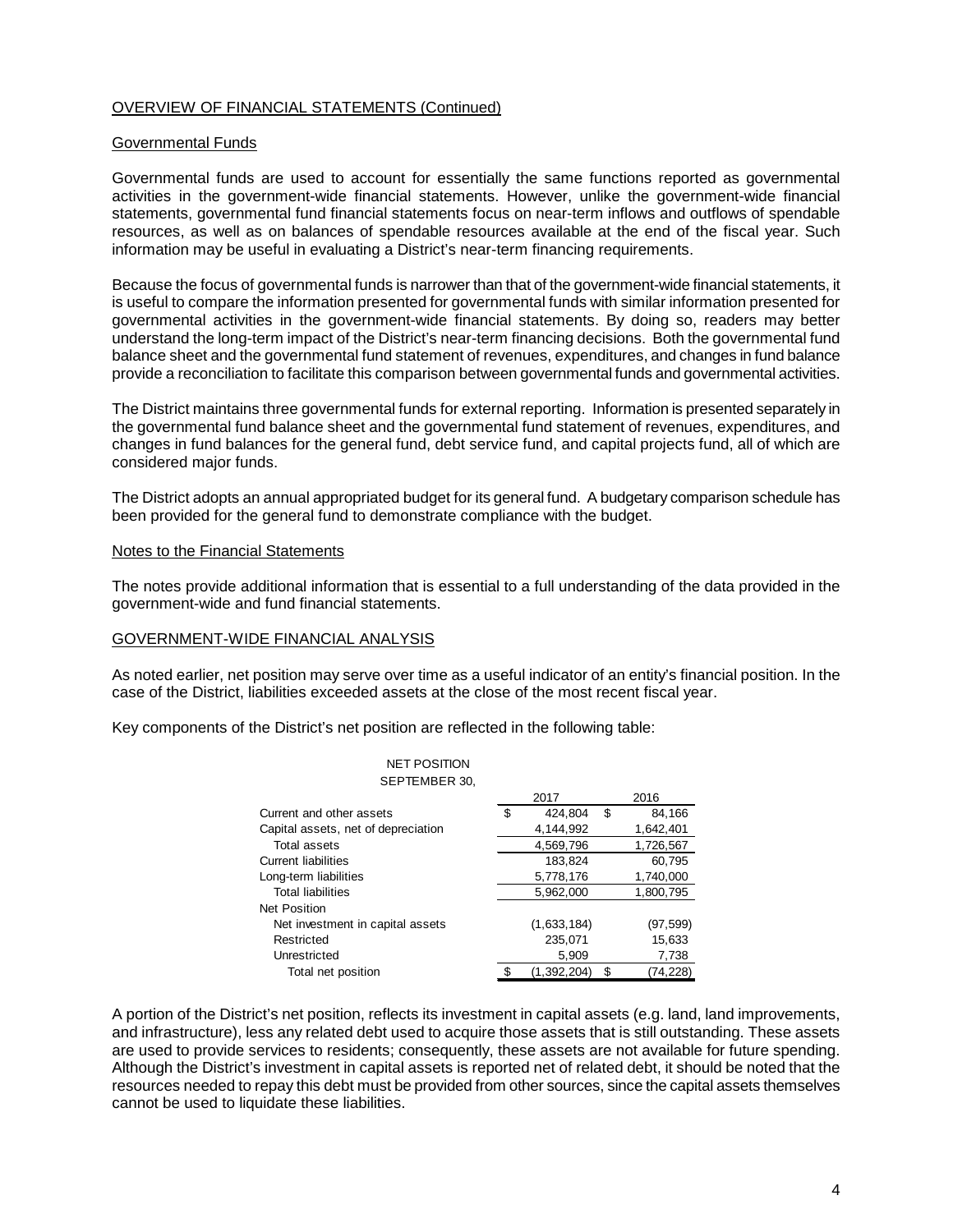## OVERVIEW OF FINANCIAL STATEMENTS (Continued)

### Governmental Funds

Governmental funds are used to account for essentially the same functions reported as governmental activities in the government-wide financial statements. However, unlike the government-wide financial statements, governmental fund financial statements focus on near-term inflows and outflows of spendable resources, as well as on balances of spendable resources available at the end of the fiscal year. Such information may be useful in evaluating a District's near-term financing requirements.

Because the focus of governmental funds is narrower than that of the government-wide financial statements, it is useful to compare the information presented for governmental funds with similar information presented for governmental activities in the government-wide financial statements. By doing so, readers may better understand the long-term impact of the District's near-term financing decisions. Both the governmental fund balance sheet and the governmental fund statement of revenues, expenditures, and changes in fund balance provide a reconciliation to facilitate this comparison between governmental funds and governmental activities.

The District maintains three governmental funds for external reporting. Information is presented separately in the governmental fund balance sheet and the governmental fund statement of revenues, expenditures, and changes in fund balances for the general fund, debt service fund, and capital projects fund, all of which are considered major funds.

The District adopts an annual appropriated budget for its general fund. A budgetary comparison schedule has been provided for the general fund to demonstrate compliance with the budget.

### Notes to the Financial Statements

The notes provide additional information that is essential to a full understanding of the data provided in the government-wide and fund financial statements.

## GOVERNMENT-WIDE FINANCIAL ANALYSIS

As noted earlier, net position may serve over time as a useful indicator of an entity's financial position. In the case of the District, liabilities exceeded assets at the close of the most recent fiscal year.

Key components of the District's net position are reflected in the following table:

NET POSITION
SEPTEMBER 30,

| | 2017 | 2016 |
|---|---|---|
| Current and other assets | $ 424,804 | $ 84,166 |
| Capital assets, net of depreciation | 4,144,992 | 1,642,401 |
| Total assets | 4,569,796 | 1,726,567 |
| Current liabilities | 183,824 | 60,795 |
| Long-term liabilities | 5,778,176 | 1,740,000 |
| Total liabilities | 5,962,000 | 1,800,795 |
| Net Position | | |
| Net investment in capital assets | (1,633,184) | (97,599) |
| Restricted | 235,071 | 15,633 |
| Unrestricted | 5,909 | 7,738 |
| Total net position | $ (1,392,204) | $ (74,228) |

A portion of the District's net position, reflects its investment in capital assets (e.g. land, land improvements, and infrastructure), less any related debt used to acquire those assets that is still outstanding. These assets are used to provide services to residents; consequently, these assets are not available for future spending. Although the District's investment in capital assets is reported net of related debt, it should be noted that the resources needed to repay this debt must be provided from other sources, since the capital assets themselves cannot be used to liquidate these liabilities.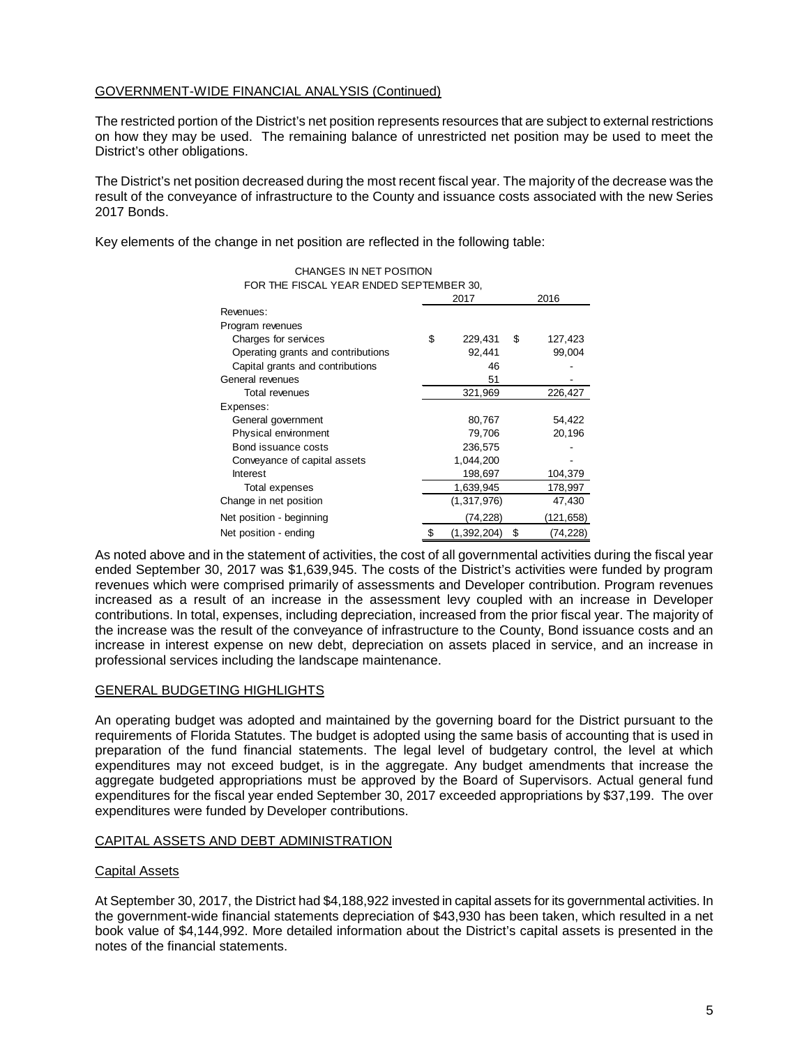## GOVERNMENT-WIDE FINANCIAL ANALYSIS (Continued)

The restricted portion of the District's net position represents resources that are subject to external restrictions on how they may be used. The remaining balance of unrestricted net position may be used to meet the District's other obligations.

The District's net position decreased during the most recent fiscal year. The majority of the decrease was the result of the conveyance of infrastructure to the County and issuance costs associated with the new Series 2017 Bonds.

Key elements of the change in net position are reflected in the following table:

CHANGES IN NET POSITION
FOR THE FISCAL YEAR ENDED SEPTEMBER 30,

| | 2017 | 2016 |
|---|---|---|
| Revenues: | | |
| Program revenues | | |
| Charges for services | $ 229,431 | $ 127,423 |
| Operating grants and contributions | 92,441 | 99,004 |
| Capital grants and contributions | 46 | - |
| General revenues | 51 | - |
| Total revenues | 321,969 | 226,427 |
| Expenses: | | |
| General government | 80,767 | 54,422 |
| Physical environment | 79,706 | 20,196 |
| Bond issuance costs | 236,575 | - |
| Conveyance of capital assets | 1,044,200 | - |
| Interest | 198,697 | 104,379 |
| Total expenses | 1,639,945 | 178,997 |
| Change in net position | (1,317,976) | 47,430 |
| Net position - beginning | (74,228) | (121,658) |
| Net position - ending | $ (1,392,204) | $ (74,228) |

As noted above and in the statement of activities, the cost of all governmental activities during the fiscal year ended September 30, 2017 was $1,639,945. The costs of the District's activities were funded by program revenues which were comprised primarily of assessments and Developer contribution. Program revenues increased as a result of an increase in the assessment levy coupled with an increase in Developer contributions. In total, expenses, including depreciation, increased from the prior fiscal year. The majority of the increase was the result of the conveyance of infrastructure to the County, Bond issuance costs and an increase in interest expense on new debt, depreciation on assets placed in service, and an increase in professional services including the landscape maintenance.

## GENERAL BUDGETING HIGHLIGHTS

An operating budget was adopted and maintained by the governing board for the District pursuant to the requirements of Florida Statutes. The budget is adopted using the same basis of accounting that is used in preparation of the fund financial statements. The legal level of budgetary control, the level at which expenditures may not exceed budget, is in the aggregate. Any budget amendments that increase the aggregate budgeted appropriations must be approved by the Board of Supervisors. Actual general fund expenditures for the fiscal year ended September 30, 2017 exceeded appropriations by $37,199. The over expenditures were funded by Developer contributions.

## CAPITAL ASSETS AND DEBT ADMINISTRATION

### Capital Assets

At September 30, 2017, the District had $4,188,922 invested in capital assets for its governmental activities. In the government-wide financial statements depreciation of $43,930 has been taken, which resulted in a net book value of $4,144,992. More detailed information about the District's capital assets is presented in the notes of the financial statements.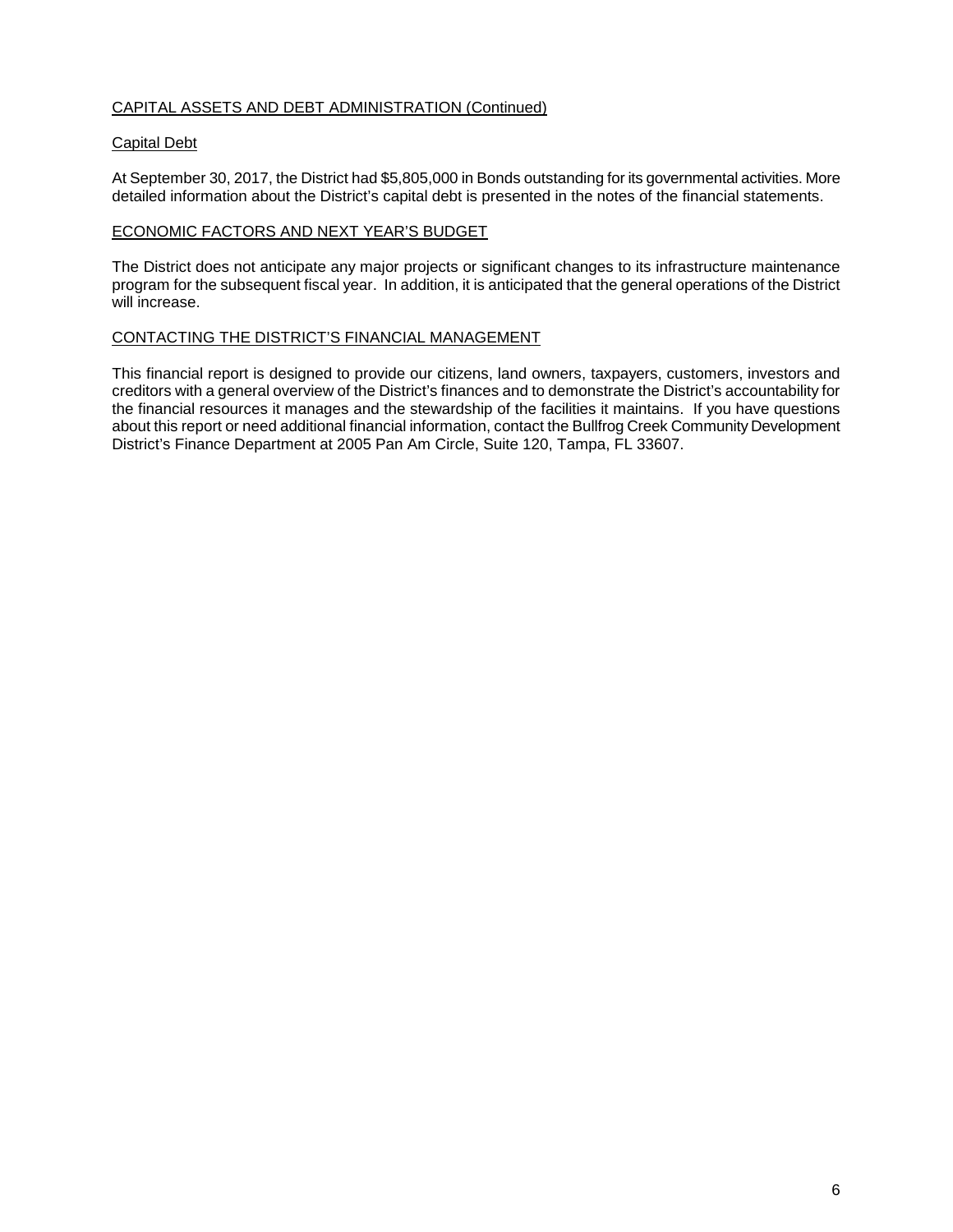## CAPITAL ASSETS AND DEBT ADMINISTRATION (Continued)

### Capital Debt

At September 30, 2017, the District had $5,805,000 in Bonds outstanding for its governmental activities. More detailed information about the District's capital debt is presented in the notes of the financial statements.

## ECONOMIC FACTORS AND NEXT YEAR'S BUDGET

The District does not anticipate any major projects or significant changes to its infrastructure maintenance program for the subsequent fiscal year. In addition, it is anticipated that the general operations of the District will increase.

## CONTACTING THE DISTRICT'S FINANCIAL MANAGEMENT

This financial report is designed to provide our citizens, land owners, taxpayers, customers, investors and creditors with a general overview of the District's finances and to demonstrate the District's accountability for the financial resources it manages and the stewardship of the facilities it maintains. If you have questions about this report or need additional financial information, contact the Bullfrog Creek Community Development District's Finance Department at 2005 Pan Am Circle, Suite 120, Tampa, FL 33607.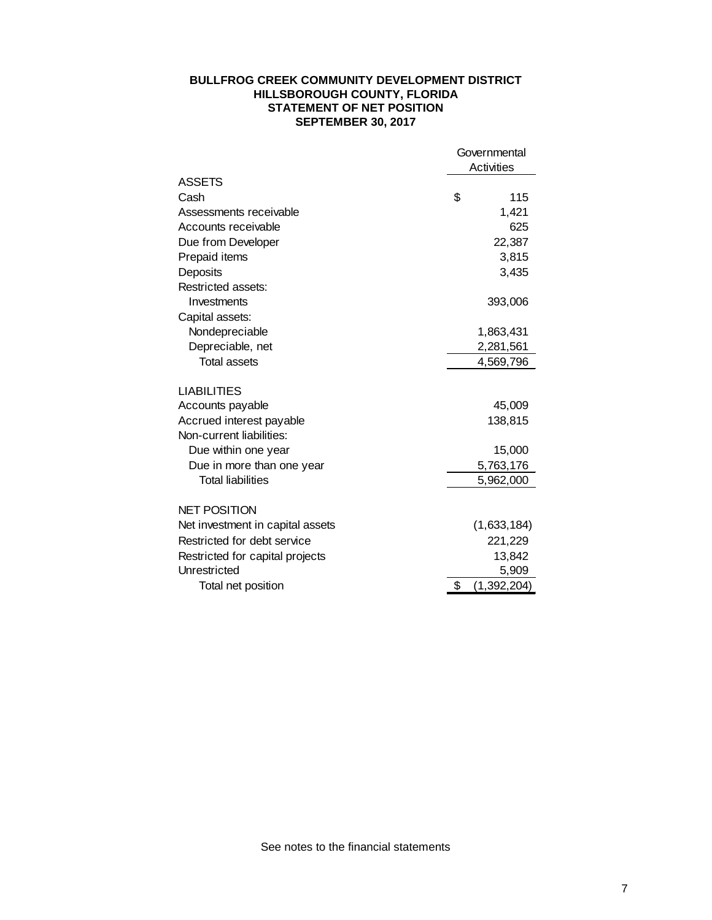**BULLFROG CREEK COMMUNITY DEVELOPMENT DISTRICT**
**HILLSBOROUGH COUNTY, FLORIDA**
**STATEMENT OF NET POSITION**
**SEPTEMBER 30, 2017**

| | Governmental Activities |
|---|---|
| ASSETS | |
| Cash | $ 115 |
| Assessments receivable | 1,421 |
| Accounts receivable | 625 |
| Due from Developer | 22,387 |
| Prepaid items | 3,815 |
| Deposits | 3,435 |
| Restricted assets: | |
| Investments | 393,006 |
| Capital assets: | |
| Nondepreciable | 1,863,431 |
| Depreciable, net | 2,281,561 |
| Total assets | 4,569,796 |
| | |
| LIABILITIES | |
| Accounts payable | 45,009 |
| Accrued interest payable | 138,815 |
| Non-current liabilities: | |
| Due within one year | 15,000 |
| Due in more than one year | 5,763,176 |
| Total liabilities | 5,962,000 |
| | |
| NET POSITION | |
| Net investment in capital assets | (1,633,184) |
| Restricted for debt service | 221,229 |
| Restricted for capital projects | 13,842 |
| Unrestricted | 5,909 |
| Total net position | $ (1,392,204) |

See notes to the financial statements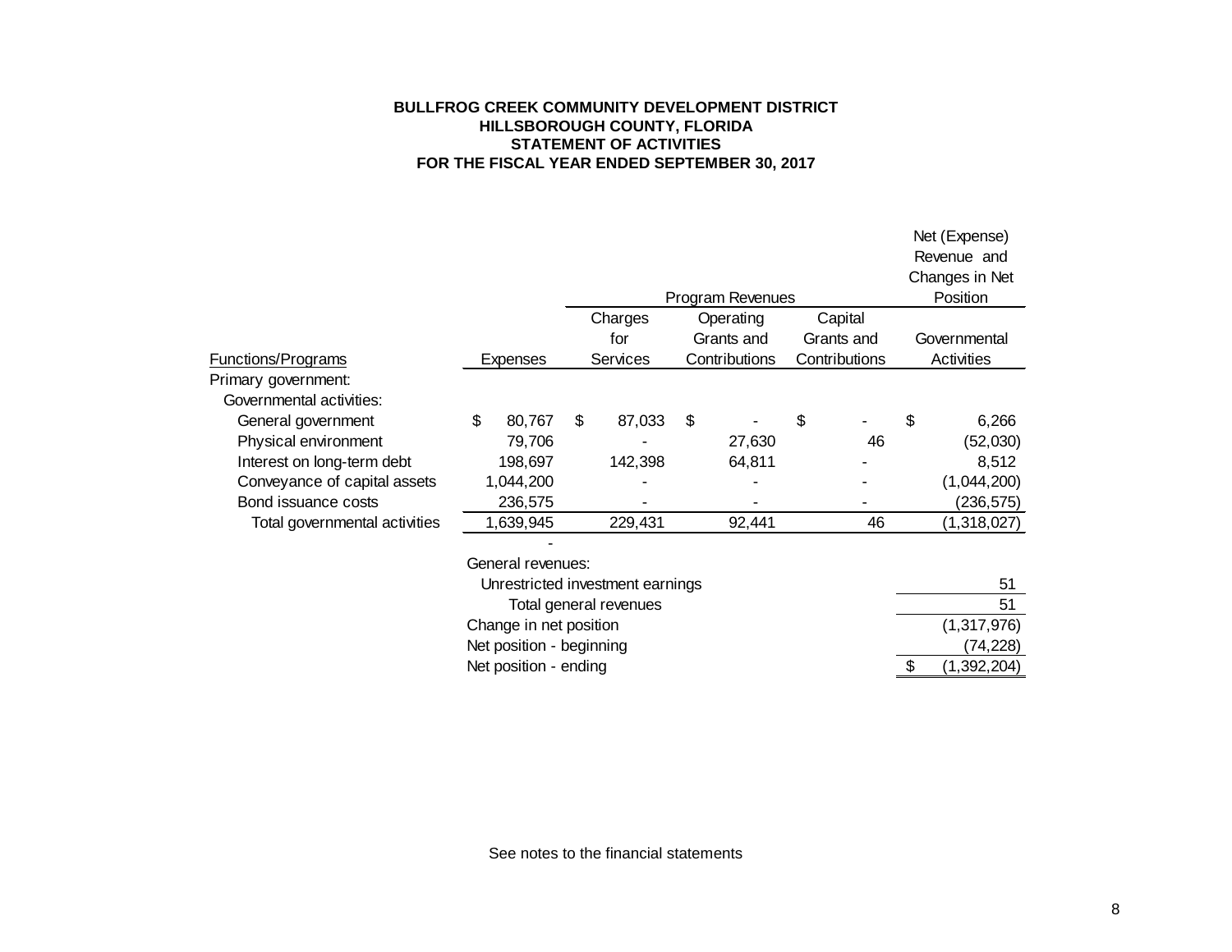**BULLFROG CREEK COMMUNITY DEVELOPMENT DISTRICT**
**HILLSBOROUGH COUNTY, FLORIDA**
**STATEMENT OF ACTIVITIES**
**FOR THE FISCAL YEAR ENDED SEPTEMBER 30, 2017**

| | | Program Revenues | | | Net (Expense) Revenue and Changes in Net Position |
|---|---|---|---|---|---|
| Functions/Programs | Expenses | Charges for Services | Operating Grants and Contributions | Capital Grants and Contributions | Governmental Activities |
| Primary government: | | | | | |
| Governmental activities: | | | | | |
| General government | $ 80,767 | $ 87,033 | $ - | $ - | $ 6,266 |
| Physical environment | 79,706 | - | 27,630 | 46 | (52,030) |
| Interest on long-term debt | 198,697 | 142,398 | 64,811 | - | 8,512 |
| Conveyance of capital assets | 1,044,200 | - | - | - | (1,044,200) |
| Bond issuance costs | 236,575 | - | - | - | (236,575) |
| Total governmental activities | 1,639,945 | 229,431 | 92,441 | 46 | (1,318,027) |
| | - | | | | |
| | General revenues: | | | | |
| | Unrestricted investment earnings | | | | 51 |
| | Total general revenues | | | | 51 |
| | Change in net position | | | | (1,317,976) |
| | Net position - beginning | | | | (74,228) |
| | Net position - ending | | | | $ (1,392,204) |

See notes to the financial statements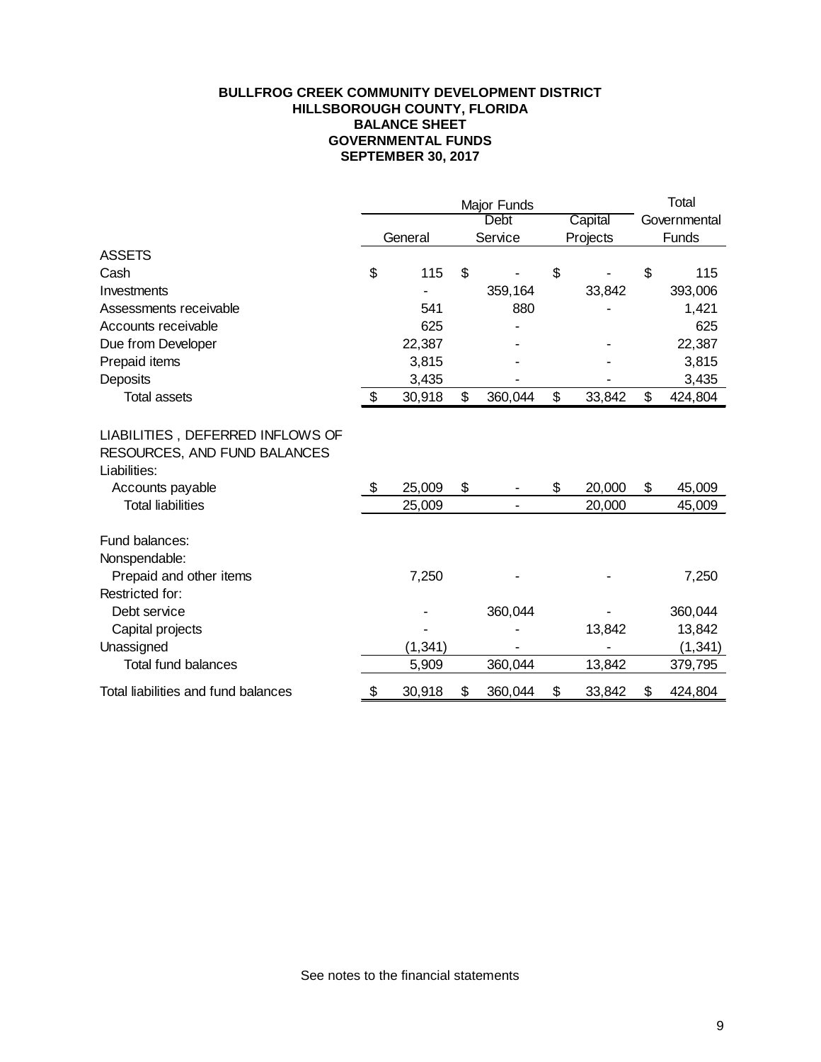**BULLFROG CREEK COMMUNITY DEVELOPMENT DISTRICT**
**HILLSBOROUGH COUNTY, FLORIDA**
**BALANCE SHEET**
**GOVERNMENTAL FUNDS**
**SEPTEMBER 30, 2017**

| | Major Funds | | | Total |
|---|---|---|---|---|
| | General | Debt Service | Capital Projects | Governmental Funds |
| **ASSETS** | | | | |
| Cash | $ 115 | $ - | $ - | $ 115 |
| Investments | - | 359,164 | 33,842 | 393,006 |
| Assessments receivable | 541 | 880 | - | 1,421 |
| Accounts receivable | 625 | - | | 625 |
| Due from Developer | 22,387 | - | - | 22,387 |
| Prepaid items | 3,815 | - | - | 3,815 |
| Deposits | 3,435 | - | - | 3,435 |
| Total assets | $ 30,918 | $ 360,044 | $ 33,842 | $ 424,804 |
| | | | | |
| **LIABILITIES , DEFERRED INFLOWS OF RESOURCES, AND FUND BALANCES** | | | | |
| Liabilities: | | | | |
| Accounts payable | $ 25,009 | $ - | $ 20,000 | $ 45,009 |
| Total liabilities | 25,009 | - | 20,000 | 45,009 |
| | | | | |
| Fund balances: | | | | |
| Nonspendable: | | | | |
| Prepaid and other items | 7,250 | - | - | 7,250 |
| Restricted for: | | | | |
| Debt service | - | 360,044 | - | 360,044 |
| Capital projects | - | - | 13,842 | 13,842 |
| Unassigned | (1,341) | - | - | (1,341) |
| Total fund balances | 5,909 | 360,044 | 13,842 | 379,795 |
| | | | | |
| Total liabilities and fund balances | $ 30,918 | $ 360,044 | $ 33,842 | $ 424,804 |

See notes to the financial statements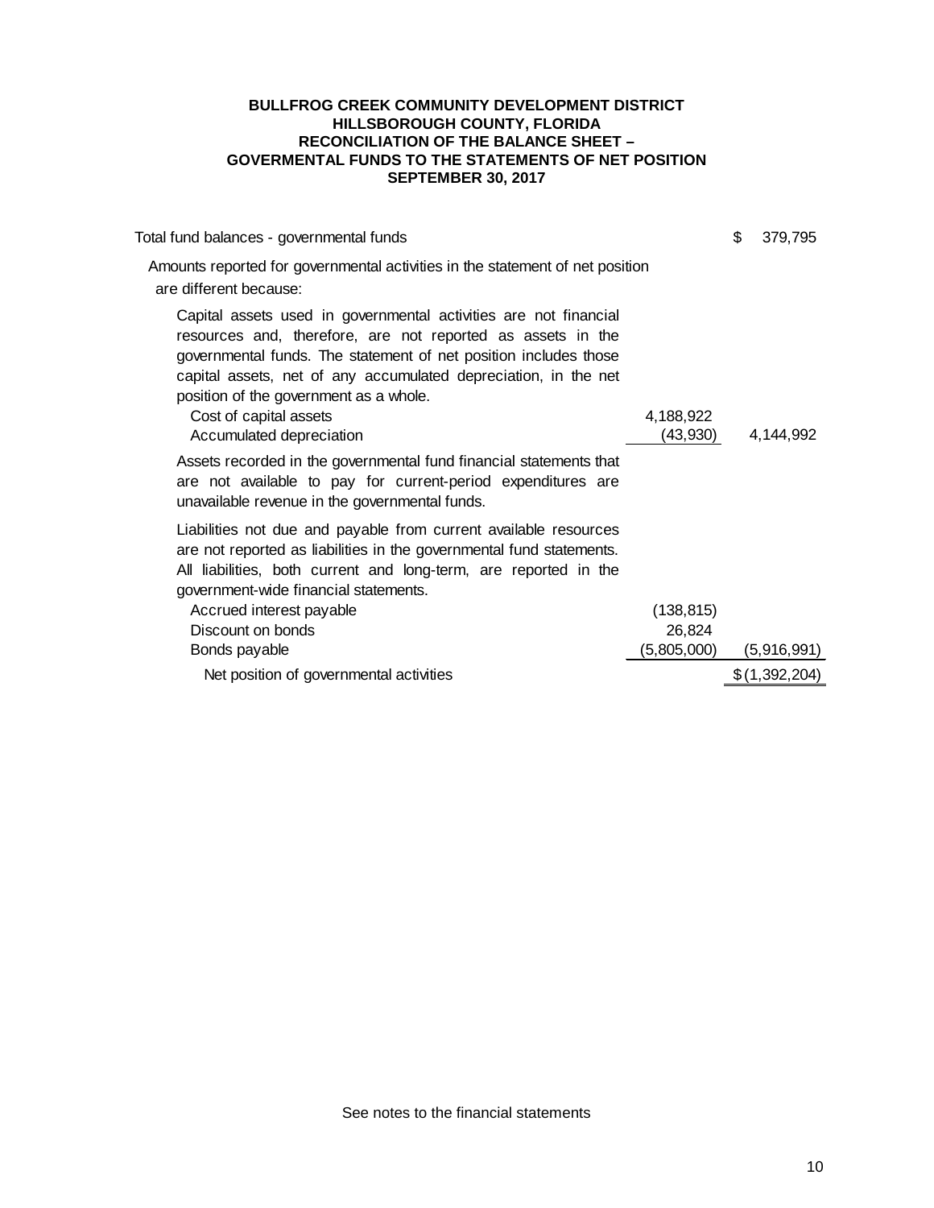**BULLFROG CREEK COMMUNITY DEVELOPMENT DISTRICT**
**HILLSBOROUGH COUNTY, FLORIDA**
**RECONCILIATION OF THE BALANCE SHEET –**
**GOVERMENTAL FUNDS TO THE STATEMENTS OF NET POSITION**
**SEPTEMBER 30, 2017**

| | | |
|---|---|---|
| Total fund balances - governmental funds | | $ 379,795 |
| Amounts reported for governmental activities in the statement of net position are different because: | | |
| Capital assets used in governmental activities are not financial resources and, therefore, are not reported as assets in the governmental funds. The statement of net position includes those capital assets, net of any accumulated depreciation, in the net position of the government as a whole. | | |
| Cost of capital assets | 4,188,922 | |
| Accumulated depreciation | (43,930) | 4,144,992 |
| Assets recorded in the governmental fund financial statements that are not available to pay for current-period expenditures are unavailable revenue in the governmental funds. | | |
| Liabilities not due and payable from current available resources are not reported as liabilities in the governmental fund statements. All liabilities, both current and long-term, are reported in the government-wide financial statements. | | |
| Accrued interest payable | (138,815) | |
| Discount on bonds | 26,824 | |
| Bonds payable | (5,805,000) | (5,916,991) |
| Net position of governmental activities | | $ (1,392,204) |

See notes to the financial statements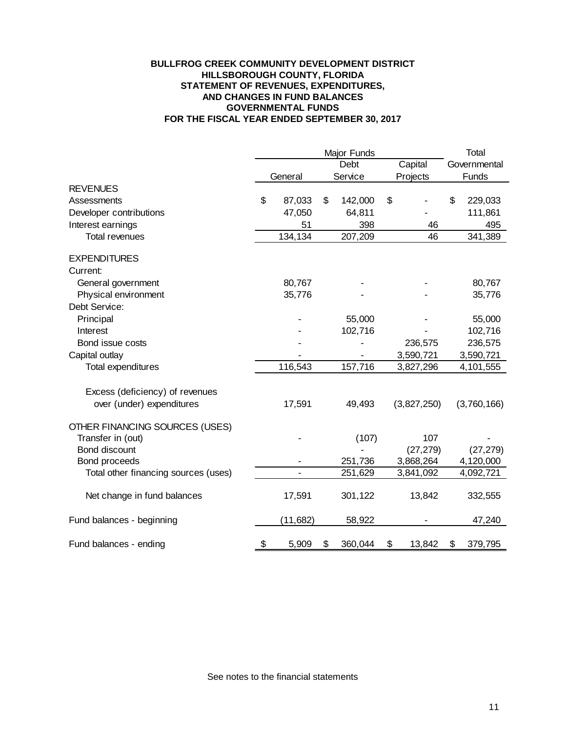**BULLFROG CREEK COMMUNITY DEVELOPMENT DISTRICT**
**HILLSBOROUGH COUNTY, FLORIDA**
**STATEMENT OF REVENUES, EXPENDITURES,**
**AND CHANGES IN FUND BALANCES**
**GOVERNMENTAL FUNDS**
**FOR THE FISCAL YEAR ENDED SEPTEMBER 30, 2017**

| | Major Funds | | | Total |
|---|---|---|---|---|
| | General | Debt Service | Capital Projects | Governmental Funds |
| **REVENUES** | | | | |
| Assessments | $ 87,033 | $ 142,000 | $ - | $ 229,033 |
| Developer contributions | 47,050 | 64,811 | - | 111,861 |
| Interest earnings | 51 | 398 | 46 | 495 |
| Total revenues | 134,134 | 207,209 | 46 | 341,389 |
| **EXPENDITURES** | | | | |
| Current: | | | | |
| General government | 80,767 | - | - | 80,767 |
| Physical environment | 35,776 | - | - | 35,776 |
| Debt Service: | | | | |
| Principal | - | 55,000 | - | 55,000 |
| Interest | - | 102,716 | - | 102,716 |
| Bond issue costs | - | - | 236,575 | 236,575 |
| Capital outlay | - | - | 3,590,721 | 3,590,721 |
| Total expenditures | 116,543 | 157,716 | 3,827,296 | 4,101,555 |
| Excess (deficiency) of revenues over (under) expenditures | 17,591 | 49,493 | (3,827,250) | (3,760,166) |
| **OTHER FINANCING SOURCES (USES)** | | | | |
| Transfer in (out) | - | (107) | 107 | - |
| Bond discount | | - | (27,279) | (27,279) |
| Bond proceeds | - | 251,736 | 3,868,264 | 4,120,000 |
| Total other financing sources (uses) | - | 251,629 | 3,841,092 | 4,092,721 |
| Net change in fund balances | 17,591 | 301,122 | 13,842 | 332,555 |
| Fund balances - beginning | (11,682) | 58,922 | - | 47,240 |
| Fund balances - ending | $ 5,909 | $ 360,044 | $ 13,842 | $ 379,795 |

See notes to the financial statements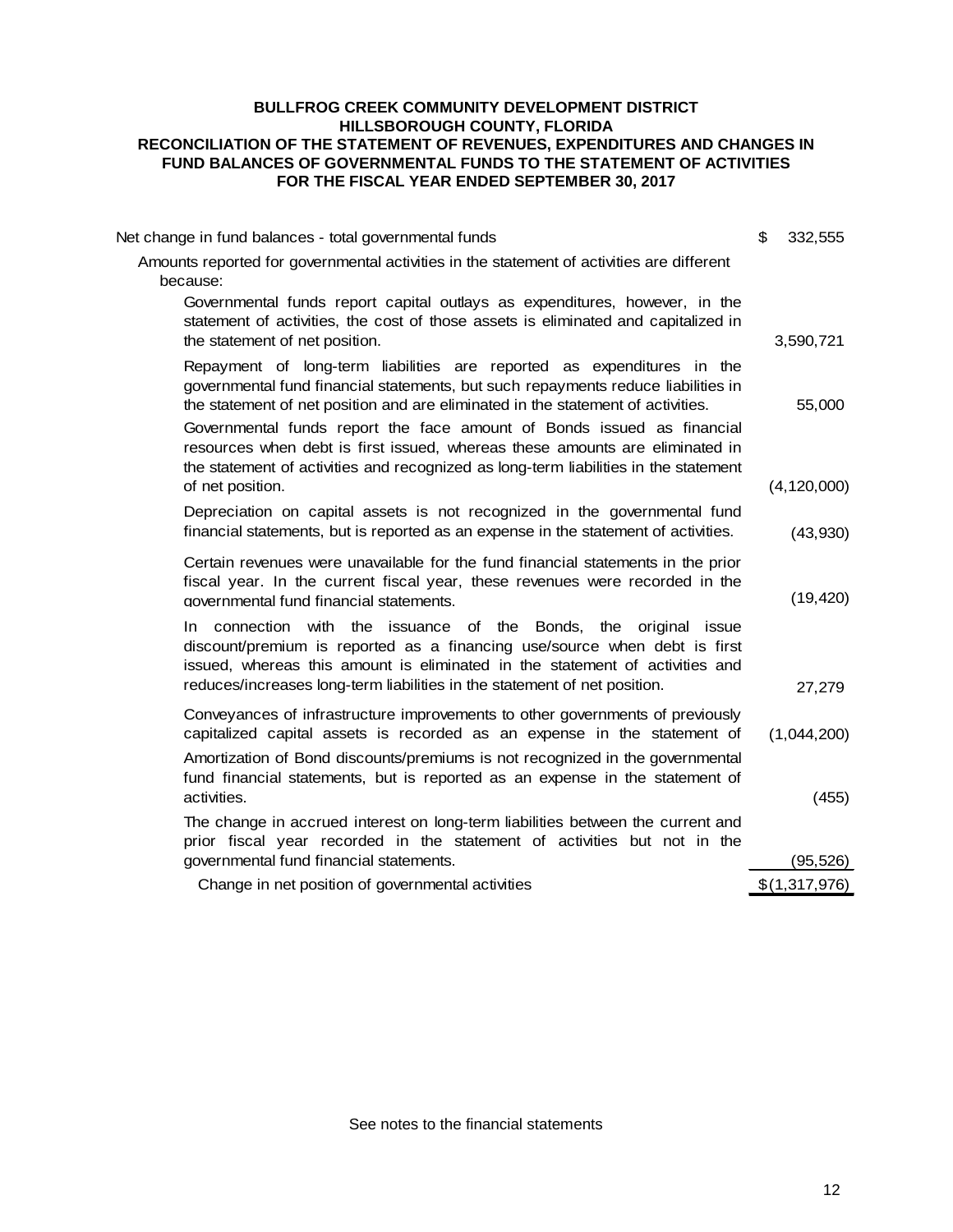**BULLFROG CREEK COMMUNITY DEVELOPMENT DISTRICT**
**HILLSBOROUGH COUNTY, FLORIDA**
**RECONCILIATION OF THE STATEMENT OF REVENUES, EXPENDITURES AND CHANGES IN FUND BALANCES OF GOVERNMENTAL FUNDS TO THE STATEMENT OF ACTIVITIES**
**FOR THE FISCAL YEAR ENDED SEPTEMBER 30, 2017**

| | |
|---|---|
| Net change in fund balances - total governmental funds | $ 332,555 |
| Amounts reported for governmental activities in the statement of activities are different because: | |
| Governmental funds report capital outlays as expenditures, however, in the statement of activities, the cost of those assets is eliminated and capitalized in the statement of net position. | 3,590,721 |
| Repayment of long-term liabilities are reported as expenditures in the governmental fund financial statements, but such repayments reduce liabilities in the statement of net position and are eliminated in the statement of activities. | 55,000 |
| Governmental funds report the face amount of Bonds issued as financial resources when debt is first issued, whereas these amounts are eliminated in the statement of activities and recognized as long-term liabilities in the statement of net position. | (4,120,000) |
| Depreciation on capital assets is not recognized in the governmental fund financial statements, but is reported as an expense in the statement of activities. | (43,930) |
| Certain revenues were unavailable for the fund financial statements in the prior fiscal year. In the current fiscal year, these revenues were recorded in the governmental fund financial statements. | (19,420) |
| In connection with the issuance of the Bonds, the original issue discount/premium is reported as a financing use/source when debt is first issued, whereas this amount is eliminated in the statement of activities and reduces/increases long-term liabilities in the statement of net position. | 27,279 |
| Conveyances of infrastructure improvements to other governments of previously capitalized capital assets is recorded as an expense in the statement of | (1,044,200) |
| Amortization of Bond discounts/premiums is not recognized in the governmental fund financial statements, but is reported as an expense in the statement of activities. | (455) |
| The change in accrued interest on long-term liabilities between the current and prior fiscal year recorded in the statement of activities but not in the governmental fund financial statements. | (95,526) |
| Change in net position of governmental activities | $(1,317,976) |

See notes to the financial statements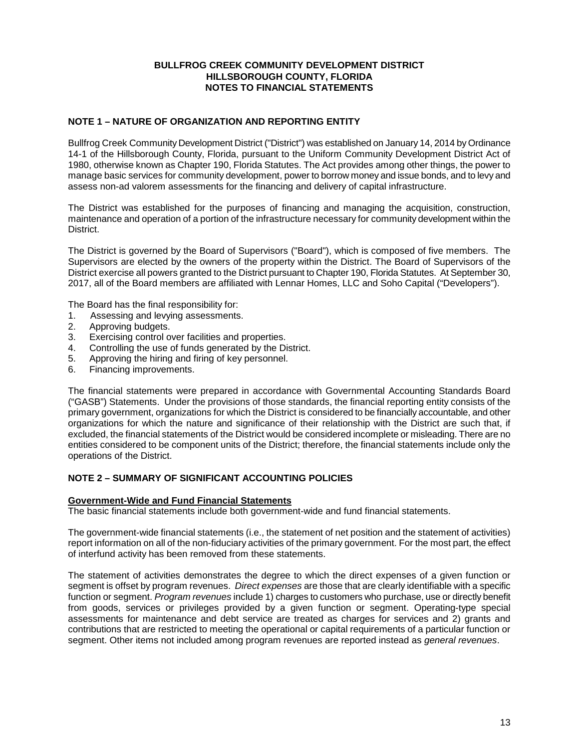**BULLFROG CREEK COMMUNITY DEVELOPMENT DISTRICT**
**HILLSBOROUGH COUNTY, FLORIDA**
**NOTES TO FINANCIAL STATEMENTS**

## NOTE 1 – NATURE OF ORGANIZATION AND REPORTING ENTITY

Bullfrog Creek Community Development District ("District") was established on January 14, 2014 by Ordinance 14-1 of the Hillsborough County, Florida, pursuant to the Uniform Community Development District Act of 1980, otherwise known as Chapter 190, Florida Statutes. The Act provides among other things, the power to manage basic services for community development, power to borrow money and issue bonds, and to levy and assess non-ad valorem assessments for the financing and delivery of capital infrastructure.

The District was established for the purposes of financing and managing the acquisition, construction, maintenance and operation of a portion of the infrastructure necessary for community development within the District.

The District is governed by the Board of Supervisors ("Board"), which is composed of five members. The Supervisors are elected by the owners of the property within the District. The Board of Supervisors of the District exercise all powers granted to the District pursuant to Chapter 190, Florida Statutes. At September 30, 2017, all of the Board members are affiliated with Lennar Homes, LLC and Soho Capital ("Developers").

The Board has the final responsibility for:

1. Assessing and levying assessments.
2. Approving budgets.
3. Exercising control over facilities and properties.
4. Controlling the use of funds generated by the District.
5. Approving the hiring and firing of key personnel.
6. Financing improvements.

The financial statements were prepared in accordance with Governmental Accounting Standards Board ("GASB") Statements. Under the provisions of those standards, the financial reporting entity consists of the primary government, organizations for which the District is considered to be financially accountable, and other organizations for which the nature and significance of their relationship with the District are such that, if excluded, the financial statements of the District would be considered incomplete or misleading. There are no entities considered to be component units of the District; therefore, the financial statements include only the operations of the District.

## NOTE 2 – SUMMARY OF SIGNIFICANT ACCOUNTING POLICIES

**Government-Wide and Fund Financial Statements**

The basic financial statements include both government-wide and fund financial statements.

The government-wide financial statements (i.e., the statement of net position and the statement of activities) report information on all of the non-fiduciary activities of the primary government. For the most part, the effect of interfund activity has been removed from these statements.

The statement of activities demonstrates the degree to which the direct expenses of a given function or segment is offset by program revenues. *Direct expenses* are those that are clearly identifiable with a specific function or segment. *Program revenues* include 1) charges to customers who purchase, use or directly benefit from goods, services or privileges provided by a given function or segment. Operating-type special assessments for maintenance and debt service are treated as charges for services and 2) grants and contributions that are restricted to meeting the operational or capital requirements of a particular function or segment. Other items not included among program revenues are reported instead as *general revenues*.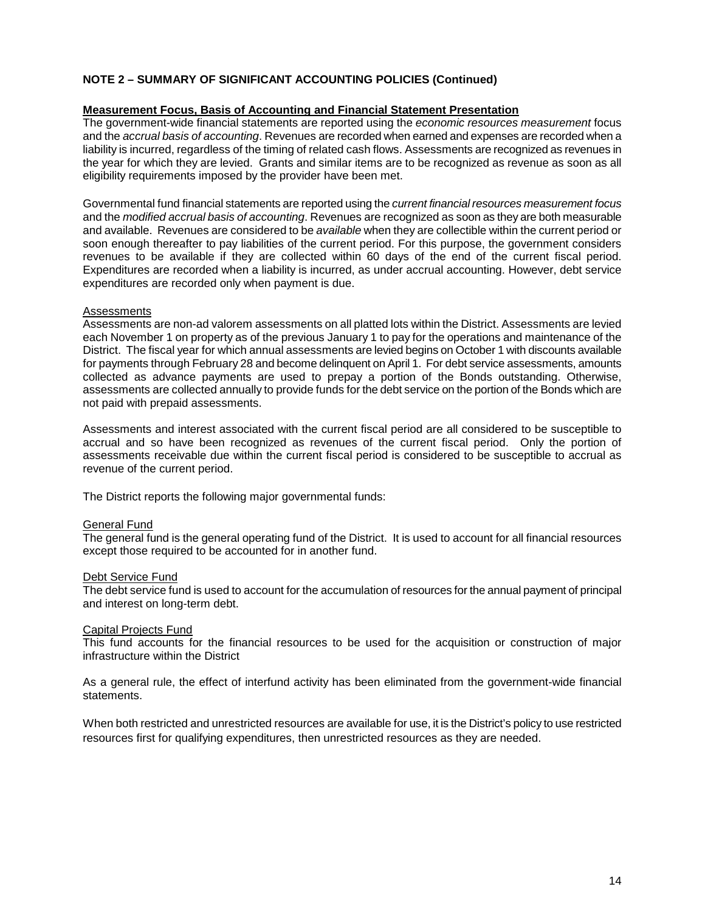**NOTE 2 – SUMMARY OF SIGNIFICANT ACCOUNTING POLICIES (Continued)**

**Measurement Focus, Basis of Accounting and Financial Statement Presentation**

The government-wide financial statements are reported using the *economic resources measurement* focus and the *accrual basis of accounting*. Revenues are recorded when earned and expenses are recorded when a liability is incurred, regardless of the timing of related cash flows. Assessments are recognized as revenues in the year for which they are levied. Grants and similar items are to be recognized as revenue as soon as all eligibility requirements imposed by the provider have been met.

Governmental fund financial statements are reported using the *current financial resources measurement focus* and the *modified accrual basis of accounting*. Revenues are recognized as soon as they are both measurable and available. Revenues are considered to be *available* when they are collectible within the current period or soon enough thereafter to pay liabilities of the current period. For this purpose, the government considers revenues to be available if they are collected within 60 days of the end of the current fiscal period. Expenditures are recorded when a liability is incurred, as under accrual accounting. However, debt service expenditures are recorded only when payment is due.

Assessments

Assessments are non-ad valorem assessments on all platted lots within the District. Assessments are levied each November 1 on property as of the previous January 1 to pay for the operations and maintenance of the District. The fiscal year for which annual assessments are levied begins on October 1 with discounts available for payments through February 28 and become delinquent on April 1. For debt service assessments, amounts collected as advance payments are used to prepay a portion of the Bonds outstanding. Otherwise, assessments are collected annually to provide funds for the debt service on the portion of the Bonds which are not paid with prepaid assessments.

Assessments and interest associated with the current fiscal period are all considered to be susceptible to accrual and so have been recognized as revenues of the current fiscal period. Only the portion of assessments receivable due within the current fiscal period is considered to be susceptible to accrual as revenue of the current period.

The District reports the following major governmental funds:

General Fund

The general fund is the general operating fund of the District. It is used to account for all financial resources except those required to be accounted for in another fund.

Debt Service Fund

The debt service fund is used to account for the accumulation of resources for the annual payment of principal and interest on long-term debt.

Capital Projects Fund

This fund accounts for the financial resources to be used for the acquisition or construction of major infrastructure within the District

As a general rule, the effect of interfund activity has been eliminated from the government-wide financial statements.

When both restricted and unrestricted resources are available for use, it is the District's policy to use restricted resources first for qualifying expenditures, then unrestricted resources as they are needed.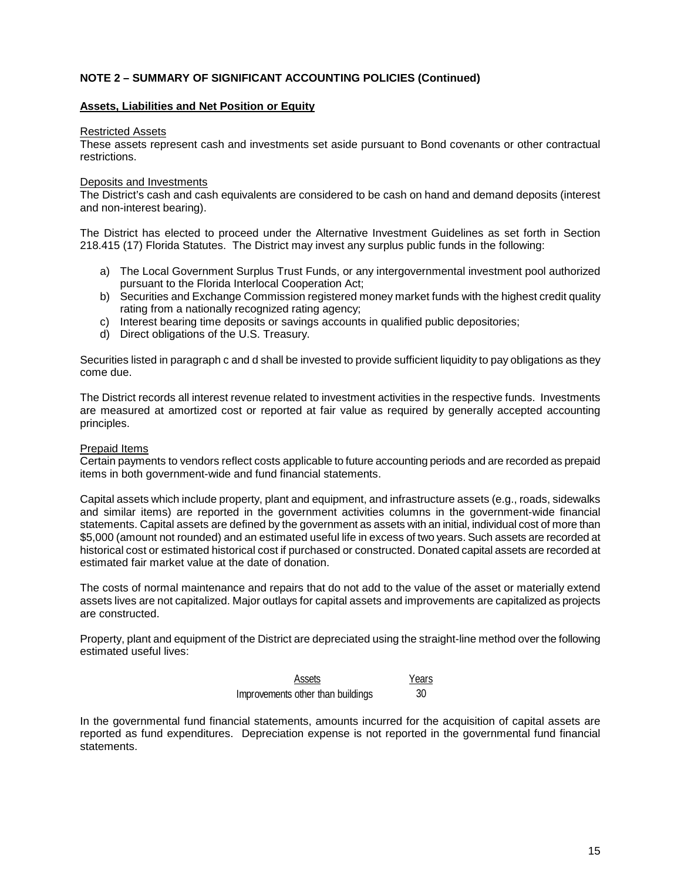**NOTE 2 – SUMMARY OF SIGNIFICANT ACCOUNTING POLICIES (Continued)**

**Assets, Liabilities and Net Position or Equity**

Restricted Assets
These assets represent cash and investments set aside pursuant to Bond covenants or other contractual restrictions.

Deposits and Investments
The District's cash and cash equivalents are considered to be cash on hand and demand deposits (interest and non-interest bearing).

The District has elected to proceed under the Alternative Investment Guidelines as set forth in Section 218.415 (17) Florida Statutes. The District may invest any surplus public funds in the following:

a) The Local Government Surplus Trust Funds, or any intergovernmental investment pool authorized pursuant to the Florida Interlocal Cooperation Act;
b) Securities and Exchange Commission registered money market funds with the highest credit quality rating from a nationally recognized rating agency;
c) Interest bearing time deposits or savings accounts in qualified public depositories;
d) Direct obligations of the U.S. Treasury.

Securities listed in paragraph c and d shall be invested to provide sufficient liquidity to pay obligations as they come due.

The District records all interest revenue related to investment activities in the respective funds. Investments are measured at amortized cost or reported at fair value as required by generally accepted accounting principles.

Prepaid Items
Certain payments to vendors reflect costs applicable to future accounting periods and are recorded as prepaid items in both government-wide and fund financial statements.

Capital assets which include property, plant and equipment, and infrastructure assets (e.g., roads, sidewalks and similar items) are reported in the government activities columns in the government-wide financial statements. Capital assets are defined by the government as assets with an initial, individual cost of more than $5,000 (amount not rounded) and an estimated useful life in excess of two years. Such assets are recorded at historical cost or estimated historical cost if purchased or constructed. Donated capital assets are recorded at estimated fair market value at the date of donation.

The costs of normal maintenance and repairs that do not add to the value of the asset or materially extend assets lives are not capitalized. Major outlays for capital assets and improvements are capitalized as projects are constructed.

Property, plant and equipment of the District are depreciated using the straight-line method over the following estimated useful lives:

| Assets | Years |
|---|---|
| Improvements other than buildings | 30 |

In the governmental fund financial statements, amounts incurred for the acquisition of capital assets are reported as fund expenditures. Depreciation expense is not reported in the governmental fund financial statements.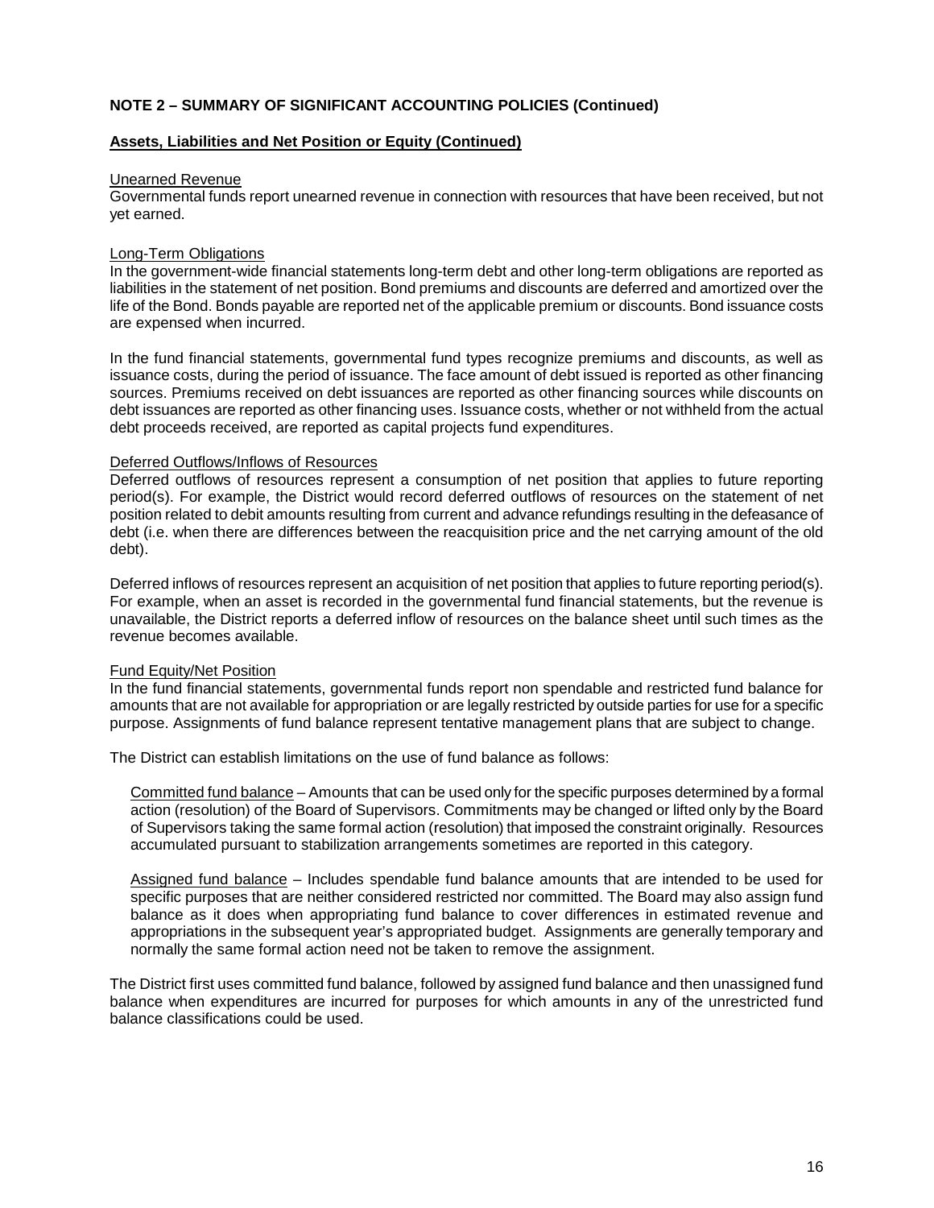**NOTE 2 – SUMMARY OF SIGNIFICANT ACCOUNTING POLICIES (Continued)**

**Assets, Liabilities and Net Position or Equity (Continued)**

Unearned Revenue
Governmental funds report unearned revenue in connection with resources that have been received, but not yet earned.

Long-Term Obligations
In the government-wide financial statements long-term debt and other long-term obligations are reported as liabilities in the statement of net position. Bond premiums and discounts are deferred and amortized over the life of the Bond. Bonds payable are reported net of the applicable premium or discounts. Bond issuance costs are expensed when incurred.

In the fund financial statements, governmental fund types recognize premiums and discounts, as well as issuance costs, during the period of issuance. The face amount of debt issued is reported as other financing sources. Premiums received on debt issuances are reported as other financing sources while discounts on debt issuances are reported as other financing uses. Issuance costs, whether or not withheld from the actual debt proceeds received, are reported as capital projects fund expenditures.

Deferred Outflows/Inflows of Resources
Deferred outflows of resources represent a consumption of net position that applies to future reporting period(s). For example, the District would record deferred outflows of resources on the statement of net position related to debit amounts resulting from current and advance refundings resulting in the defeasance of debt (i.e. when there are differences between the reacquisition price and the net carrying amount of the old debt).

Deferred inflows of resources represent an acquisition of net position that applies to future reporting period(s). For example, when an asset is recorded in the governmental fund financial statements, but the revenue is unavailable, the District reports a deferred inflow of resources on the balance sheet until such times as the revenue becomes available.

Fund Equity/Net Position
In the fund financial statements, governmental funds report non spendable and restricted fund balance for amounts that are not available for appropriation or are legally restricted by outside parties for use for a specific purpose. Assignments of fund balance represent tentative management plans that are subject to change.

The District can establish limitations on the use of fund balance as follows:

> Committed fund balance – Amounts that can be used only for the specific purposes determined by a formal action (resolution) of the Board of Supervisors. Commitments may be changed or lifted only by the Board of Supervisors taking the same formal action (resolution) that imposed the constraint originally. Resources accumulated pursuant to stabilization arrangements sometimes are reported in this category.
>
> Assigned fund balance – Includes spendable fund balance amounts that are intended to be used for specific purposes that are neither considered restricted nor committed. The Board may also assign fund balance as it does when appropriating fund balance to cover differences in estimated revenue and appropriations in the subsequent year's appropriated budget. Assignments are generally temporary and normally the same formal action need not be taken to remove the assignment.

The District first uses committed fund balance, followed by assigned fund balance and then unassigned fund balance when expenditures are incurred for purposes for which amounts in any of the unrestricted fund balance classifications could be used.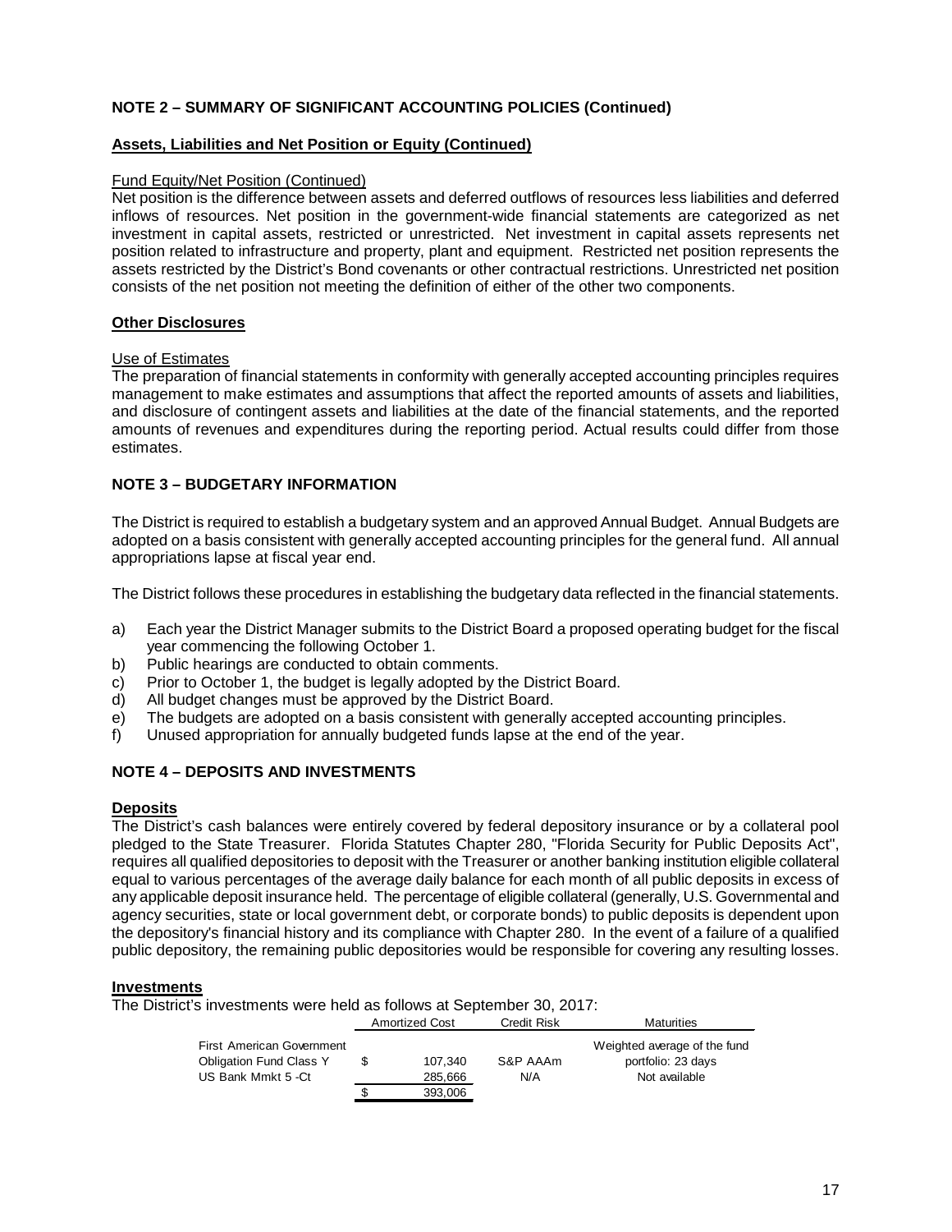## NOTE 2 – SUMMARY OF SIGNIFICANT ACCOUNTING POLICIES (Continued)

### Assets, Liabilities and Net Position or Equity (Continued)

Fund Equity/Net Position (Continued)

Net position is the difference between assets and deferred outflows of resources less liabilities and deferred inflows of resources. Net position in the government-wide financial statements are categorized as net investment in capital assets, restricted or unrestricted. Net investment in capital assets represents net position related to infrastructure and property, plant and equipment. Restricted net position represents the assets restricted by the District's Bond covenants or other contractual restrictions. Unrestricted net position consists of the net position not meeting the definition of either of the other two components.

### Other Disclosures

Use of Estimates

The preparation of financial statements in conformity with generally accepted accounting principles requires management to make estimates and assumptions that affect the reported amounts of assets and liabilities, and disclosure of contingent assets and liabilities at the date of the financial statements, and the reported amounts of revenues and expenditures during the reporting period. Actual results could differ from those estimates.

## NOTE 3 – BUDGETARY INFORMATION

The District is required to establish a budgetary system and an approved Annual Budget. Annual Budgets are adopted on a basis consistent with generally accepted accounting principles for the general fund. All annual appropriations lapse at fiscal year end.

The District follows these procedures in establishing the budgetary data reflected in the financial statements.

a) Each year the District Manager submits to the District Board a proposed operating budget for the fiscal year commencing the following October 1.
b) Public hearings are conducted to obtain comments.
c) Prior to October 1, the budget is legally adopted by the District Board.
d) All budget changes must be approved by the District Board.
e) The budgets are adopted on a basis consistent with generally accepted accounting principles.
f) Unused appropriation for annually budgeted funds lapse at the end of the year.

## NOTE 4 – DEPOSITS AND INVESTMENTS

### Deposits

The District's cash balances were entirely covered by federal depository insurance or by a collateral pool pledged to the State Treasurer. Florida Statutes Chapter 280, "Florida Security for Public Deposits Act", requires all qualified depositories to deposit with the Treasurer or another banking institution eligible collateral equal to various percentages of the average daily balance for each month of all public deposits in excess of any applicable deposit insurance held. The percentage of eligible collateral (generally, U.S. Governmental and agency securities, state or local government debt, or corporate bonds) to public deposits is dependent upon the depository's financial history and its compliance with Chapter 280. In the event of a failure of a qualified public depository, the remaining public depositories would be responsible for covering any resulting losses.

### Investments

The District's investments were held as follows at September 30, 2017:

| | Amortized Cost | Credit Risk | Maturities |
|---|---|---|---|
| First American Government Obligation Fund Class Y | $ 107,340 | S&P AAAm | Weighted average of the fund portfolio: 23 days |
| US Bank Mmkt 5 -Ct | 285,666 | N/A | Not available |
| | $ 393,006 | | |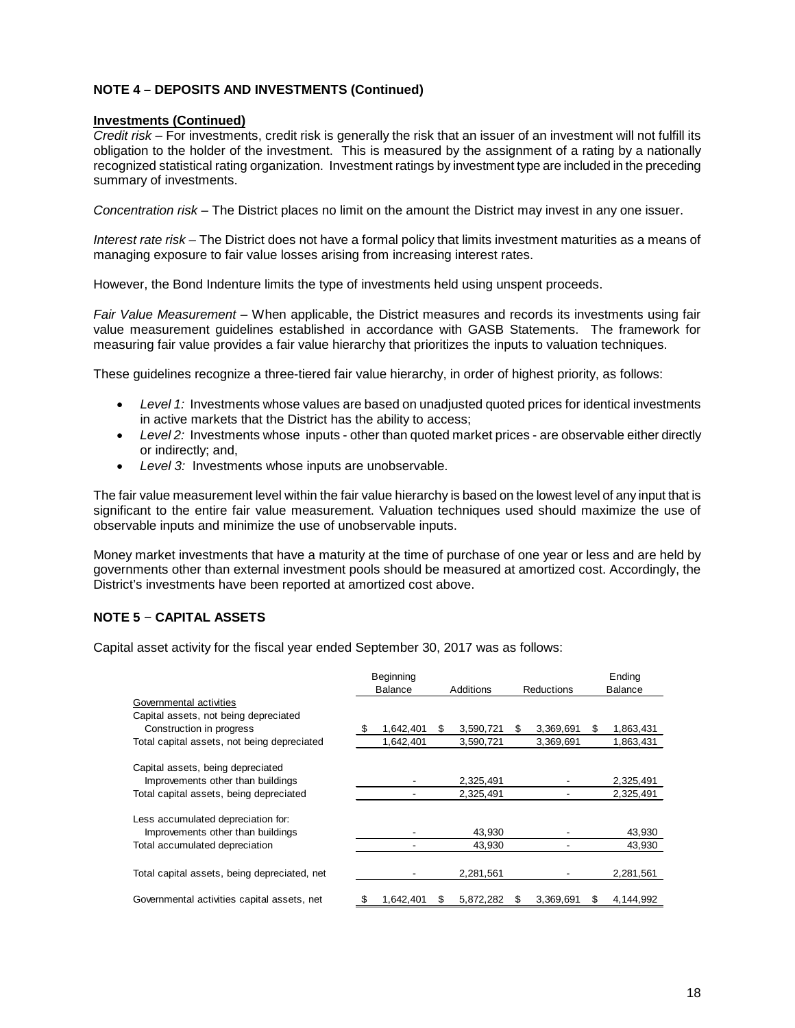### NOTE 4 – DEPOSITS AND INVESTMENTS (Continued)

**Investments (Continued)**

*Credit risk* – For investments, credit risk is generally the risk that an issuer of an investment will not fulfill its obligation to the holder of the investment. This is measured by the assignment of a rating by a nationally recognized statistical rating organization. Investment ratings by investment type are included in the preceding summary of investments.

*Concentration risk* – The District places no limit on the amount the District may invest in any one issuer.

*Interest rate risk* – The District does not have a formal policy that limits investment maturities as a means of managing exposure to fair value losses arising from increasing interest rates.

However, the Bond Indenture limits the type of investments held using unspent proceeds.

*Fair Value Measurement* – When applicable, the District measures and records its investments using fair value measurement guidelines established in accordance with GASB Statements. The framework for measuring fair value provides a fair value hierarchy that prioritizes the inputs to valuation techniques.

These guidelines recognize a three-tiered fair value hierarchy, in order of highest priority, as follows:

- *Level 1:* Investments whose values are based on unadjusted quoted prices for identical investments in active markets that the District has the ability to access;
- *Level 2:* Investments whose inputs - other than quoted market prices - are observable either directly or indirectly; and,
- *Level 3:* Investments whose inputs are unobservable.

The fair value measurement level within the fair value hierarchy is based on the lowest level of any input that is significant to the entire fair value measurement. Valuation techniques used should maximize the use of observable inputs and minimize the use of unobservable inputs.

Money market investments that have a maturity at the time of purchase of one year or less and are held by governments other than external investment pools should be measured at amortized cost. Accordingly, the District's investments have been reported at amortized cost above.

### NOTE 5 – CAPITAL ASSETS

Capital asset activity for the fiscal year ended September 30, 2017 was as follows:

| | Beginning Balance | Additions | Reductions | Ending Balance |
|---|---|---|---|---|
| Governmental activities | | | | |
| Capital assets, not being depreciated | | | | |
| Construction in progress | $ 1,642,401 | $ 3,590,721 | $ 3,369,691 | $ 1,863,431 |
| Total capital assets, not being depreciated | 1,642,401 | 3,590,721 | 3,369,691 | 1,863,431 |
| Capital assets, being depreciated | | | | |
| Improvements other than buildings | - | 2,325,491 | - | 2,325,491 |
| Total capital assets, being depreciated | - | 2,325,491 | - | 2,325,491 |
| Less accumulated depreciation for: | | | | |
| Improvements other than buildings | - | 43,930 | - | 43,930 |
| Total accumulated depreciation | - | 43,930 | - | 43,930 |
| Total capital assets, being depreciated, net | - | 2,281,561 | - | 2,281,561 |
| Governmental activities capital assets, net | $ 1,642,401 | $ 5,872,282 | $ 3,369,691 | $ 4,144,992 |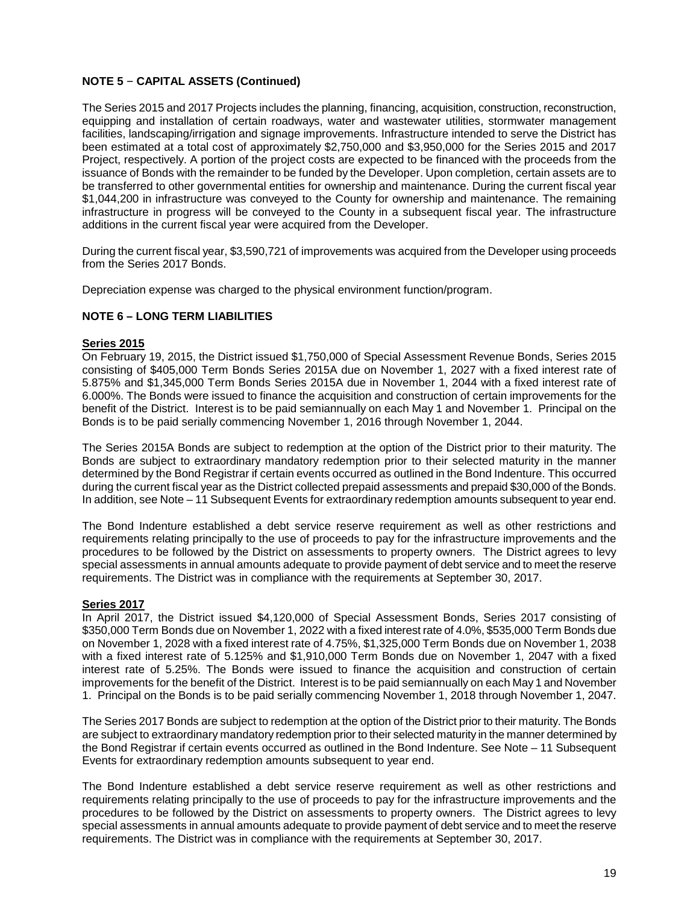**NOTE 5 – CAPITAL ASSETS (Continued)**

The Series 2015 and 2017 Projects includes the planning, financing, acquisition, construction, reconstruction, equipping and installation of certain roadways, water and wastewater utilities, stormwater management facilities, landscaping/irrigation and signage improvements. Infrastructure intended to serve the District has been estimated at a total cost of approximately $2,750,000 and $3,950,000 for the Series 2015 and 2017 Project, respectively. A portion of the project costs are expected to be financed with the proceeds from the issuance of Bonds with the remainder to be funded by the Developer. Upon completion, certain assets are to be transferred to other governmental entities for ownership and maintenance. During the current fiscal year $1,044,200 in infrastructure was conveyed to the County for ownership and maintenance. The remaining infrastructure in progress will be conveyed to the County in a subsequent fiscal year. The infrastructure additions in the current fiscal year were acquired from the Developer.

During the current fiscal year, $3,590,721 of improvements was acquired from the Developer using proceeds from the Series 2017 Bonds.

Depreciation expense was charged to the physical environment function/program.

**NOTE 6 – LONG TERM LIABILITIES**

**Series 2015**

On February 19, 2015, the District issued $1,750,000 of Special Assessment Revenue Bonds, Series 2015 consisting of $405,000 Term Bonds Series 2015A due on November 1, 2027 with a fixed interest rate of 5.875% and $1,345,000 Term Bonds Series 2015A due in November 1, 2044 with a fixed interest rate of 6.000%. The Bonds were issued to finance the acquisition and construction of certain improvements for the benefit of the District. Interest is to be paid semiannually on each May 1 and November 1. Principal on the Bonds is to be paid serially commencing November 1, 2016 through November 1, 2044.

The Series 2015A Bonds are subject to redemption at the option of the District prior to their maturity. The Bonds are subject to extraordinary mandatory redemption prior to their selected maturity in the manner determined by the Bond Registrar if certain events occurred as outlined in the Bond Indenture. This occurred during the current fiscal year as the District collected prepaid assessments and prepaid $30,000 of the Bonds. In addition, see Note – 11 Subsequent Events for extraordinary redemption amounts subsequent to year end.

The Bond Indenture established a debt service reserve requirement as well as other restrictions and requirements relating principally to the use of proceeds to pay for the infrastructure improvements and the procedures to be followed by the District on assessments to property owners. The District agrees to levy special assessments in annual amounts adequate to provide payment of debt service and to meet the reserve requirements. The District was in compliance with the requirements at September 30, 2017.

**Series 2017**

In April 2017, the District issued $4,120,000 of Special Assessment Bonds, Series 2017 consisting of $350,000 Term Bonds due on November 1, 2022 with a fixed interest rate of 4.0%, $535,000 Term Bonds due on November 1, 2028 with a fixed interest rate of 4.75%, $1,325,000 Term Bonds due on November 1, 2038 with a fixed interest rate of 5.125% and $1,910,000 Term Bonds due on November 1, 2047 with a fixed interest rate of 5.25%. The Bonds were issued to finance the acquisition and construction of certain improvements for the benefit of the District. Interest is to be paid semiannually on each May 1 and November 1. Principal on the Bonds is to be paid serially commencing November 1, 2018 through November 1, 2047.

The Series 2017 Bonds are subject to redemption at the option of the District prior to their maturity. The Bonds are subject to extraordinary mandatory redemption prior to their selected maturity in the manner determined by the Bond Registrar if certain events occurred as outlined in the Bond Indenture. See Note – 11 Subsequent Events for extraordinary redemption amounts subsequent to year end.

The Bond Indenture established a debt service reserve requirement as well as other restrictions and requirements relating principally to the use of proceeds to pay for the infrastructure improvements and the procedures to be followed by the District on assessments to property owners. The District agrees to levy special assessments in annual amounts adequate to provide payment of debt service and to meet the reserve requirements. The District was in compliance with the requirements at September 30, 2017.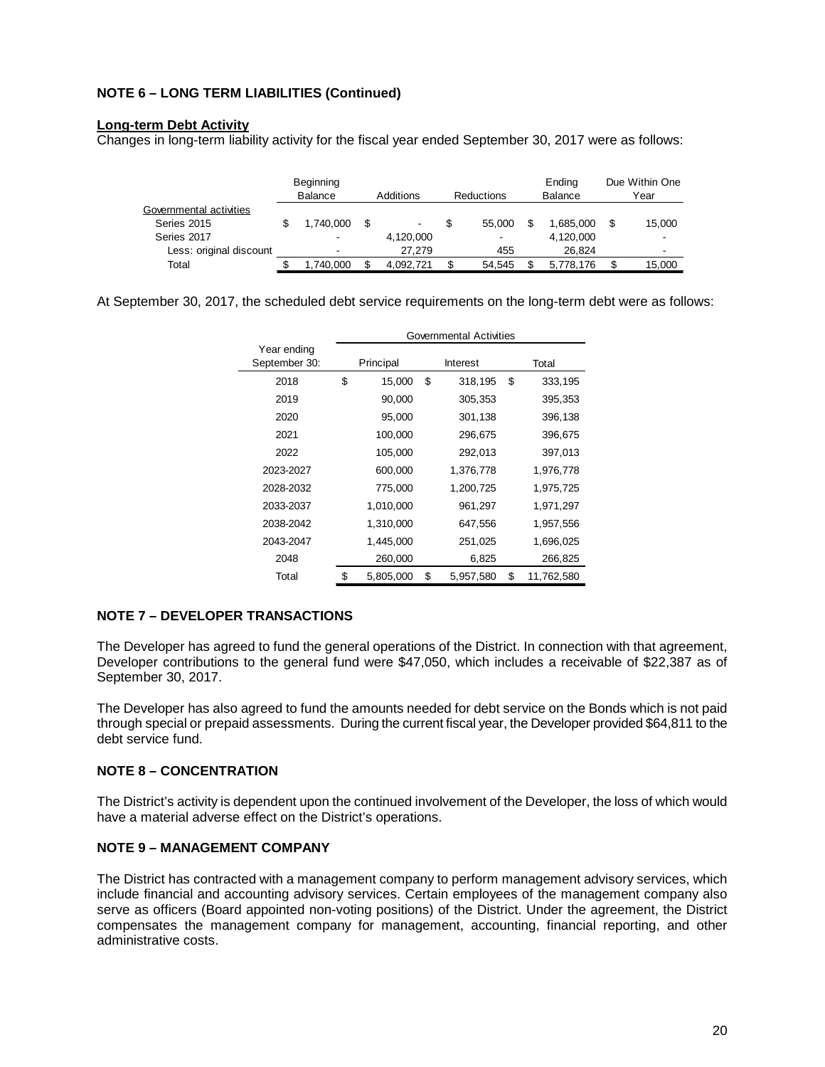## NOTE 6 – LONG TERM LIABILITIES (Continued)

**Long-term Debt Activity**

Changes in long-term liability activity for the fiscal year ended September 30, 2017 were as follows:

| | Beginning Balance | Additions | Reductions | Ending Balance | Due Within One Year |
|---|---|---|---|---|---|
| Governmental activities | | | | | |
| Series 2015 | $ 1,740,000 | $ - | $ 55,000 | $ 1,685,000 | $ 15,000 |
| Series 2017 | - | 4,120,000 | - | 4,120,000 | - |
| Less: original discount | - | 27,279 | 455 | 26,824 | - |
| Total | $ 1,740,000 | $ 4,092,721 | $ 54,545 | $ 5,778,176 | $ 15,000 |

At September 30, 2017, the scheduled debt service requirements on the long-term debt were as follows:

| Year ending September 30: | Governmental Activities | | |
|---|---|---|---|
| | Principal | Interest | Total |
| 2018 | $ 15,000 | $ 318,195 | $ 333,195 |
| 2019 | 90,000 | 305,353 | 395,353 |
| 2020 | 95,000 | 301,138 | 396,138 |
| 2021 | 100,000 | 296,675 | 396,675 |
| 2022 | 105,000 | 292,013 | 397,013 |
| 2023-2027 | 600,000 | 1,376,778 | 1,976,778 |
| 2028-2032 | 775,000 | 1,200,725 | 1,975,725 |
| 2033-2037 | 1,010,000 | 961,297 | 1,971,297 |
| 2038-2042 | 1,310,000 | 647,556 | 1,957,556 |
| 2043-2047 | 1,445,000 | 251,025 | 1,696,025 |
| 2048 | 260,000 | 6,825 | 266,825 |
| Total | $ 5,805,000 | $ 5,957,580 | $ 11,762,580 |

## NOTE 7 – DEVELOPER TRANSACTIONS

The Developer has agreed to fund the general operations of the District. In connection with that agreement, Developer contributions to the general fund were $47,050, which includes a receivable of $22,387 as of September 30, 2017.

The Developer has also agreed to fund the amounts needed for debt service on the Bonds which is not paid through special or prepaid assessments. During the current fiscal year, the Developer provided $64,811 to the debt service fund.

## NOTE 8 – CONCENTRATION

The District's activity is dependent upon the continued involvement of the Developer, the loss of which would have a material adverse effect on the District's operations.

## NOTE 9 – MANAGEMENT COMPANY

The District has contracted with a management company to perform management advisory services, which include financial and accounting advisory services. Certain employees of the management company also serve as officers (Board appointed non-voting positions) of the District. Under the agreement, the District compensates the management company for management, accounting, financial reporting, and other administrative costs.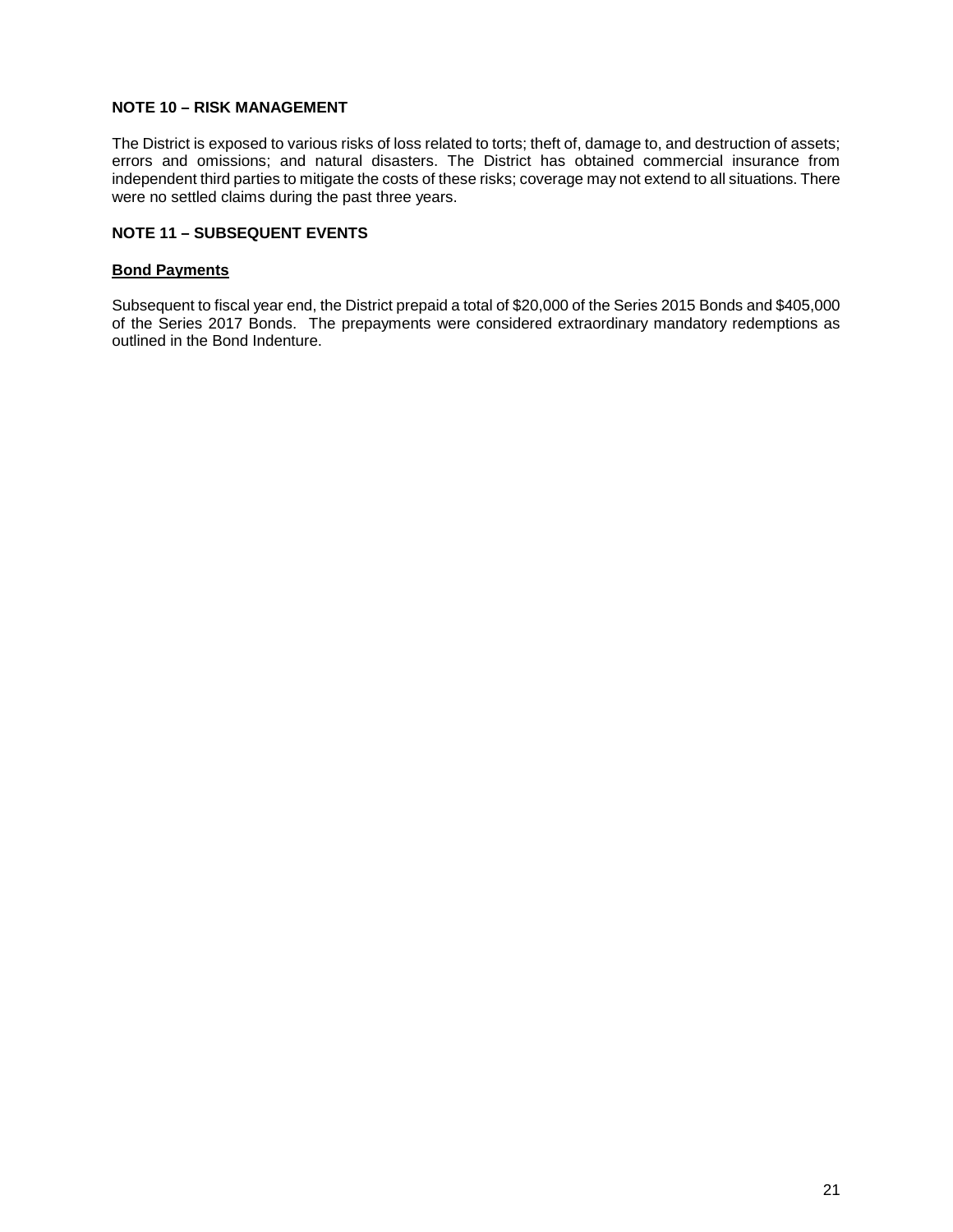## NOTE 10 – RISK MANAGEMENT

The District is exposed to various risks of loss related to torts; theft of, damage to, and destruction of assets; errors and omissions; and natural disasters. The District has obtained commercial insurance from independent third parties to mitigate the costs of these risks; coverage may not extend to all situations. There were no settled claims during the past three years.

## NOTE 11 – SUBSEQUENT EVENTS

### Bond Payments

Subsequent to fiscal year end, the District prepaid a total of $20,000 of the Series 2015 Bonds and $405,000 of the Series 2017 Bonds. The prepayments were considered extraordinary mandatory redemptions as outlined in the Bond Indenture.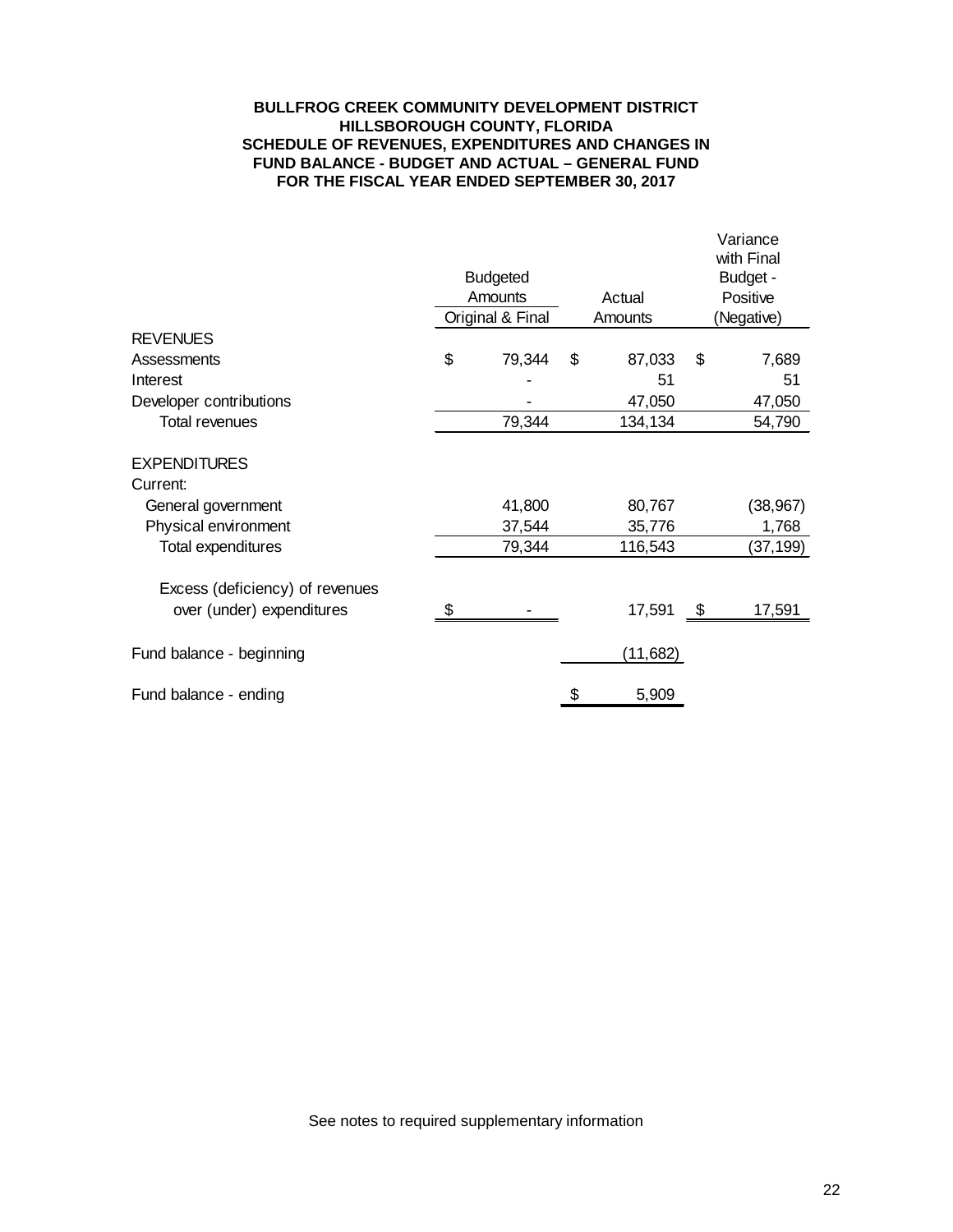**BULLFROG CREEK COMMUNITY DEVELOPMENT DISTRICT**
**HILLSBOROUGH COUNTY, FLORIDA**
**SCHEDULE OF REVENUES, EXPENDITURES AND CHANGES IN FUND BALANCE - BUDGET AND ACTUAL – GENERAL FUND**
**FOR THE FISCAL YEAR ENDED SEPTEMBER 30, 2017**

| | Budgeted Amounts Original & Final | Actual Amounts | Variance with Final Budget - Positive (Negative) |
|---|---|---|---|
| **REVENUES** | | | |
| Assessments | $ 79,344 | $ 87,033 | $ 7,689 |
| Interest | - | 51 | 51 |
| Developer contributions | - | 47,050 | 47,050 |
| Total revenues | 79,344 | 134,134 | 54,790 |
| | | | |
| **EXPENDITURES** | | | |
| Current: | | | |
| General government | 41,800 | 80,767 | (38,967) |
| Physical environment | 37,544 | 35,776 | 1,768 |
| Total expenditures | 79,344 | 116,543 | (37,199) |
| | | | |
| Excess (deficiency) of revenues over (under) expenditures | $ - | 17,591 | $ 17,591 |
| | | | |
| Fund balance - beginning | | (11,682) | |
| | | | |
| Fund balance - ending | | $ 5,909 | |

See notes to required supplementary information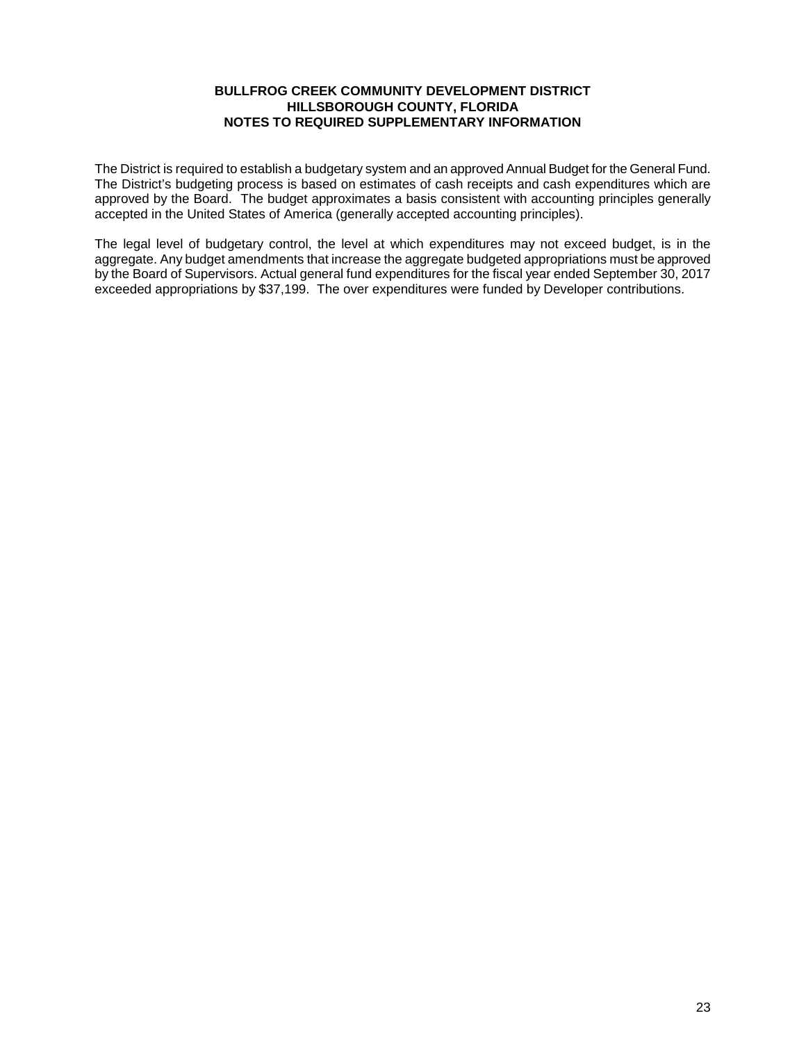**BULLFROG CREEK COMMUNITY DEVELOPMENT DISTRICT**
**HILLSBOROUGH COUNTY, FLORIDA**
**NOTES TO REQUIRED SUPPLEMENTARY INFORMATION**

The District is required to establish a budgetary system and an approved Annual Budget for the General Fund. The District's budgeting process is based on estimates of cash receipts and cash expenditures which are approved by the Board. The budget approximates a basis consistent with accounting principles generally accepted in the United States of America (generally accepted accounting principles).

The legal level of budgetary control, the level at which expenditures may not exceed budget, is in the aggregate. Any budget amendments that increase the aggregate budgeted appropriations must be approved by the Board of Supervisors. Actual general fund expenditures for the fiscal year ended September 30, 2017 exceeded appropriations by $37,199. The over expenditures were funded by Developer contributions.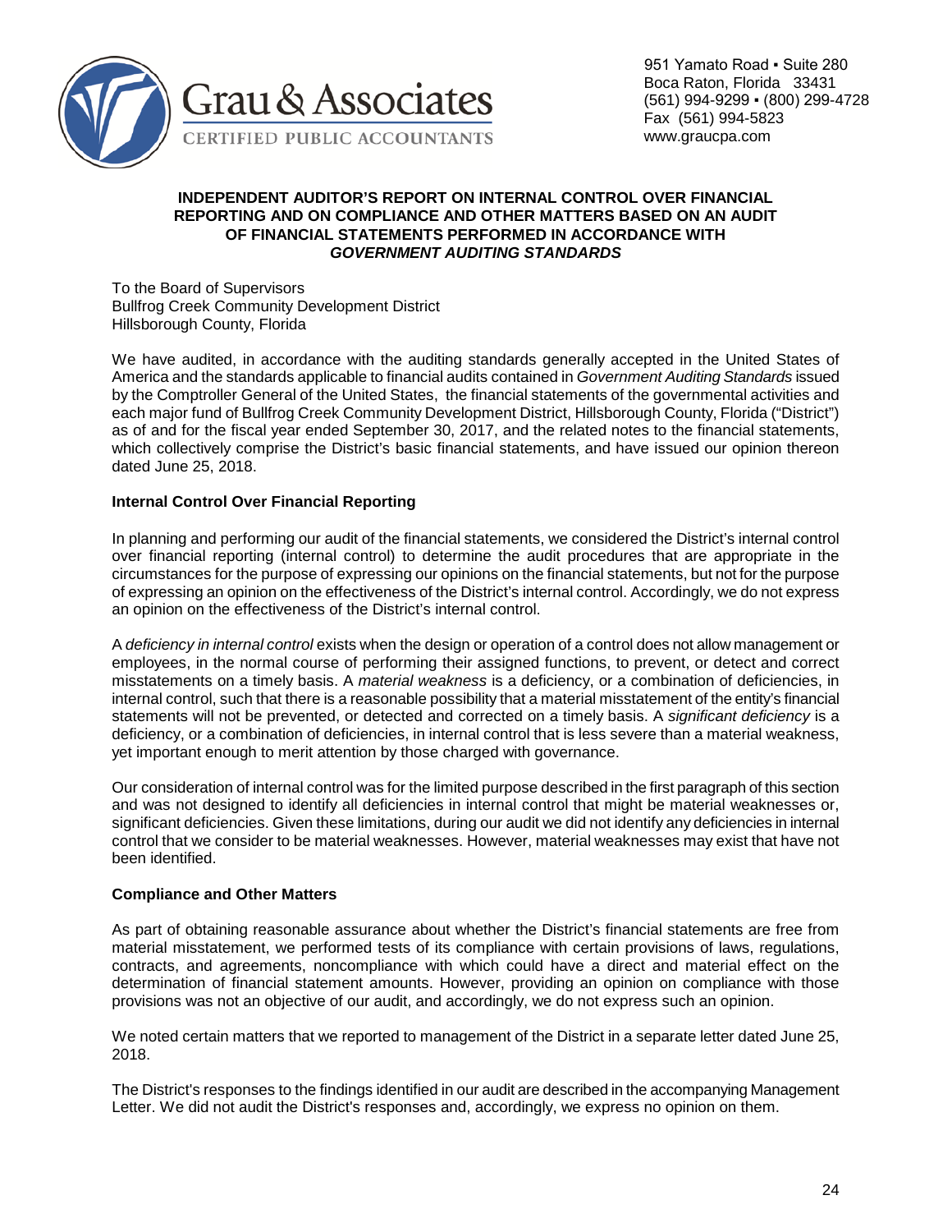Grau & Associates
CERTIFIED PUBLIC ACCOUNTANTS

951 Yamato Road ▪ Suite 280
Boca Raton, Florida 33431
(561) 994-9299 ▪ (800) 299-4728
Fax (561) 994-5823
www.graucpa.com

# INDEPENDENT AUDITOR'S REPORT ON INTERNAL CONTROL OVER FINANCIAL REPORTING AND ON COMPLIANCE AND OTHER MATTERS BASED ON AN AUDIT OF FINANCIAL STATEMENTS PERFORMED IN ACCORDANCE WITH *GOVERNMENT AUDITING STANDARDS*

To the Board of Supervisors
Bullfrog Creek Community Development District
Hillsborough County, Florida

We have audited, in accordance with the auditing standards generally accepted in the United States of America and the standards applicable to financial audits contained in *Government Auditing Standards* issued by the Comptroller General of the United States, the financial statements of the governmental activities and each major fund of Bullfrog Creek Community Development District, Hillsborough County, Florida ("District") as of and for the fiscal year ended September 30, 2017, and the related notes to the financial statements, which collectively comprise the District's basic financial statements, and have issued our opinion thereon dated June 25, 2018.

## Internal Control Over Financial Reporting

In planning and performing our audit of the financial statements, we considered the District's internal control over financial reporting (internal control) to determine the audit procedures that are appropriate in the circumstances for the purpose of expressing our opinions on the financial statements, but not for the purpose of expressing an opinion on the effectiveness of the District's internal control. Accordingly, we do not express an opinion on the effectiveness of the District's internal control.

A *deficiency in internal control* exists when the design or operation of a control does not allow management or employees, in the normal course of performing their assigned functions, to prevent, or detect and correct misstatements on a timely basis. A *material weakness* is a deficiency, or a combination of deficiencies, in internal control, such that there is a reasonable possibility that a material misstatement of the entity's financial statements will not be prevented, or detected and corrected on a timely basis. A *significant deficiency* is a deficiency, or a combination of deficiencies, in internal control that is less severe than a material weakness, yet important enough to merit attention by those charged with governance.

Our consideration of internal control was for the limited purpose described in the first paragraph of this section and was not designed to identify all deficiencies in internal control that might be material weaknesses or, significant deficiencies. Given these limitations, during our audit we did not identify any deficiencies in internal control that we consider to be material weaknesses. However, material weaknesses may exist that have not been identified.

## Compliance and Other Matters

As part of obtaining reasonable assurance about whether the District's financial statements are free from material misstatement, we performed tests of its compliance with certain provisions of laws, regulations, contracts, and agreements, noncompliance with which could have a direct and material effect on the determination of financial statement amounts. However, providing an opinion on compliance with those provisions was not an objective of our audit, and accordingly, we do not express such an opinion.

We noted certain matters that we reported to management of the District in a separate letter dated June 25, 2018.

The District's responses to the findings identified in our audit are described in the accompanying Management Letter. We did not audit the District's responses and, accordingly, we express no opinion on them.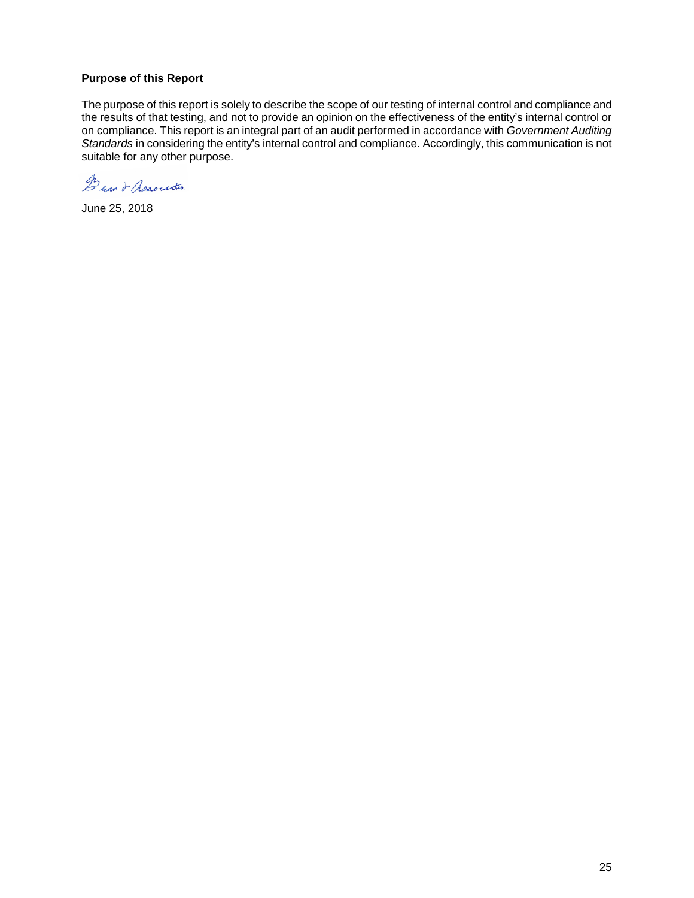**Purpose of this Report**

The purpose of this report is solely to describe the scope of our testing of internal control and compliance and the results of that testing, and not to provide an opinion on the effectiveness of the entity's internal control or on compliance. This report is an integral part of an audit performed in accordance with *Government Auditing Standards* in considering the entity's internal control and compliance. Accordingly, this communication is not suitable for any other purpose.

Brown & Associates

June 25, 2018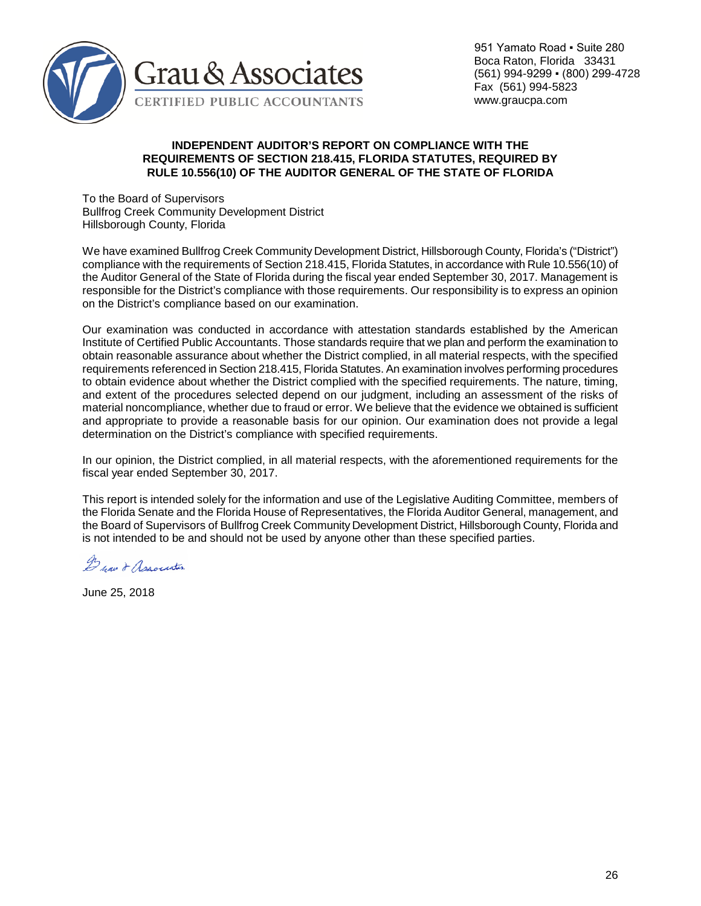Grau & Associates
CERTIFIED PUBLIC ACCOUNTANTS

951 Yamato Road ▪ Suite 280
Boca Raton, Florida 33431
(561) 994-9299 ▪ (800) 299-4728
Fax (561) 994-5823
www.graucpa.com

**INDEPENDENT AUDITOR'S REPORT ON COMPLIANCE WITH THE REQUIREMENTS OF SECTION 218.415, FLORIDA STATUTES, REQUIRED BY RULE 10.556(10) OF THE AUDITOR GENERAL OF THE STATE OF FLORIDA**

To the Board of Supervisors
Bullfrog Creek Community Development District
Hillsborough County, Florida

We have examined Bullfrog Creek Community Development District, Hillsborough County, Florida's ("District") compliance with the requirements of Section 218.415, Florida Statutes, in accordance with Rule 10.556(10) of the Auditor General of the State of Florida during the fiscal year ended September 30, 2017. Management is responsible for the District's compliance with those requirements. Our responsibility is to express an opinion on the District's compliance based on our examination.

Our examination was conducted in accordance with attestation standards established by the American Institute of Certified Public Accountants. Those standards require that we plan and perform the examination to obtain reasonable assurance about whether the District complied, in all material respects, with the specified requirements referenced in Section 218.415, Florida Statutes. An examination involves performing procedures to obtain evidence about whether the District complied with the specified requirements. The nature, timing, and extent of the procedures selected depend on our judgment, including an assessment of the risks of material noncompliance, whether due to fraud or error. We believe that the evidence we obtained is sufficient and appropriate to provide a reasonable basis for our opinion. Our examination does not provide a legal determination on the District's compliance with specified requirements.

In our opinion, the District complied, in all material respects, with the aforementioned requirements for the fiscal year ended September 30, 2017.

This report is intended solely for the information and use of the Legislative Auditing Committee, members of the Florida Senate and the Florida House of Representatives, the Florida Auditor General, management, and the Board of Supervisors of Bullfrog Creek Community Development District, Hillsborough County, Florida and is not intended to be and should not be used by anyone other than these specified parties.

Grau & Associates

June 25, 2018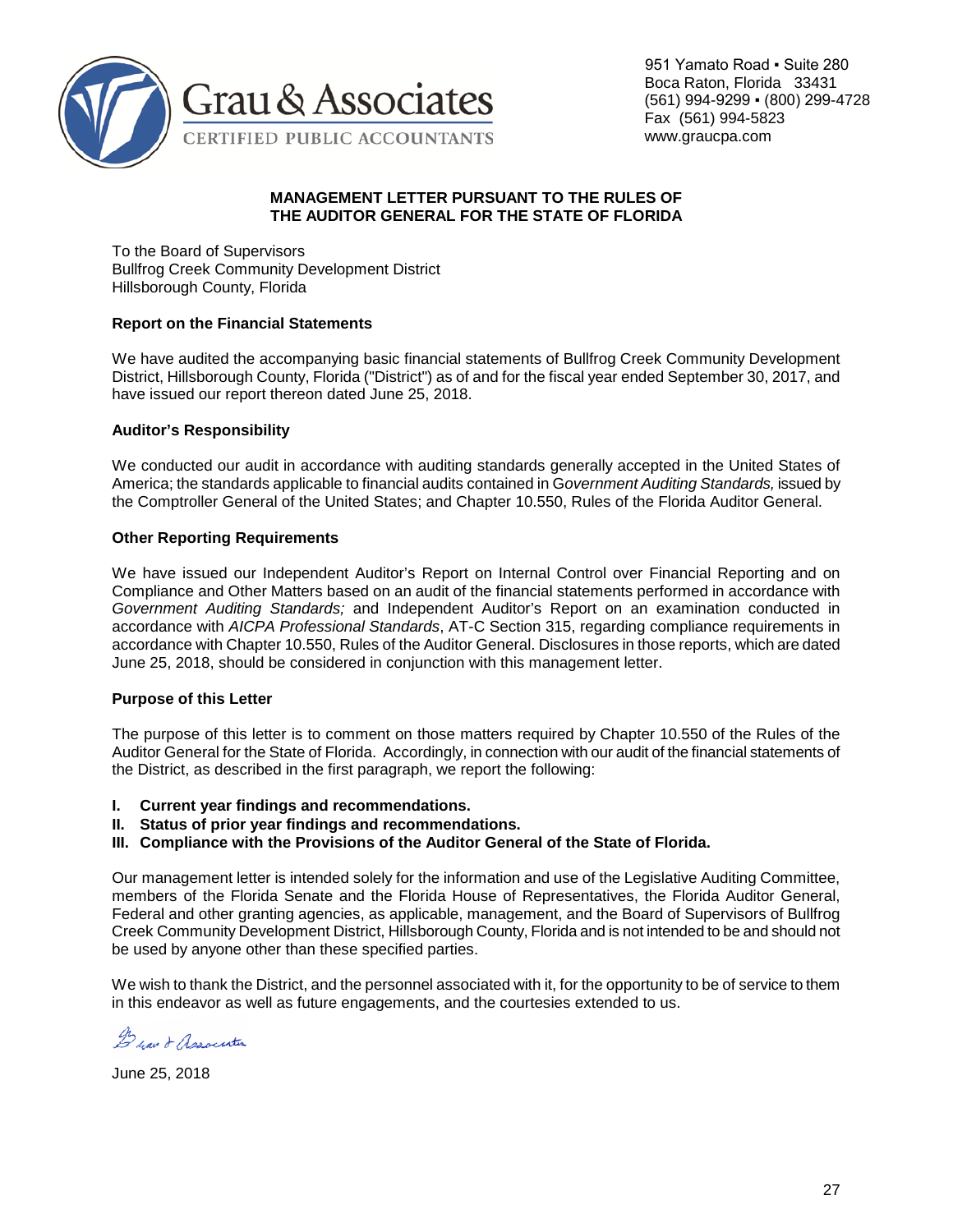Grau & Associates
CERTIFIED PUBLIC ACCOUNTANTS

951 Yamato Road ▪ Suite 280
Boca Raton, Florida 33431
(561) 994-9299 ▪ (800) 299-4728
Fax (561) 994-5823
www.graucpa.com

## MANAGEMENT LETTER PURSUANT TO THE RULES OF THE AUDITOR GENERAL FOR THE STATE OF FLORIDA

To the Board of Supervisors
Bullfrog Creek Community Development District
Hillsborough County, Florida

### Report on the Financial Statements

We have audited the accompanying basic financial statements of Bullfrog Creek Community Development District, Hillsborough County, Florida ("District") as of and for the fiscal year ended September 30, 2017, and have issued our report thereon dated June 25, 2018.

### Auditor's Responsibility

We conducted our audit in accordance with auditing standards generally accepted in the United States of America; the standards applicable to financial audits contained in G*overnment Auditing Standards,* issued by the Comptroller General of the United States; and Chapter 10.550, Rules of the Florida Auditor General.

### Other Reporting Requirements

We have issued our Independent Auditor's Report on Internal Control over Financial Reporting and on Compliance and Other Matters based on an audit of the financial statements performed in accordance with *Government Auditing Standards;* and Independent Auditor's Report on an examination conducted in accordance with *AICPA Professional Standards*, AT-C Section 315, regarding compliance requirements in accordance with Chapter 10.550, Rules of the Auditor General. Disclosures in those reports, which are dated June 25, 2018, should be considered in conjunction with this management letter.

### Purpose of this Letter

The purpose of this letter is to comment on those matters required by Chapter 10.550 of the Rules of the Auditor General for the State of Florida. Accordingly, in connection with our audit of the financial statements of the District, as described in the first paragraph, we report the following:

**I. Current year findings and recommendations.**
**II. Status of prior year findings and recommendations.**
**III. Compliance with the Provisions of the Auditor General of the State of Florida.**

Our management letter is intended solely for the information and use of the Legislative Auditing Committee, members of the Florida Senate and the Florida House of Representatives, the Florida Auditor General, Federal and other granting agencies, as applicable, management, and the Board of Supervisors of Bullfrog Creek Community Development District, Hillsborough County, Florida and is not intended to be and should not be used by anyone other than these specified parties.

We wish to thank the District, and the personnel associated with it, for the opportunity to be of service to them in this endeavor as well as future engagements, and the courtesies extended to us.

Grau & Associates

June 25, 2018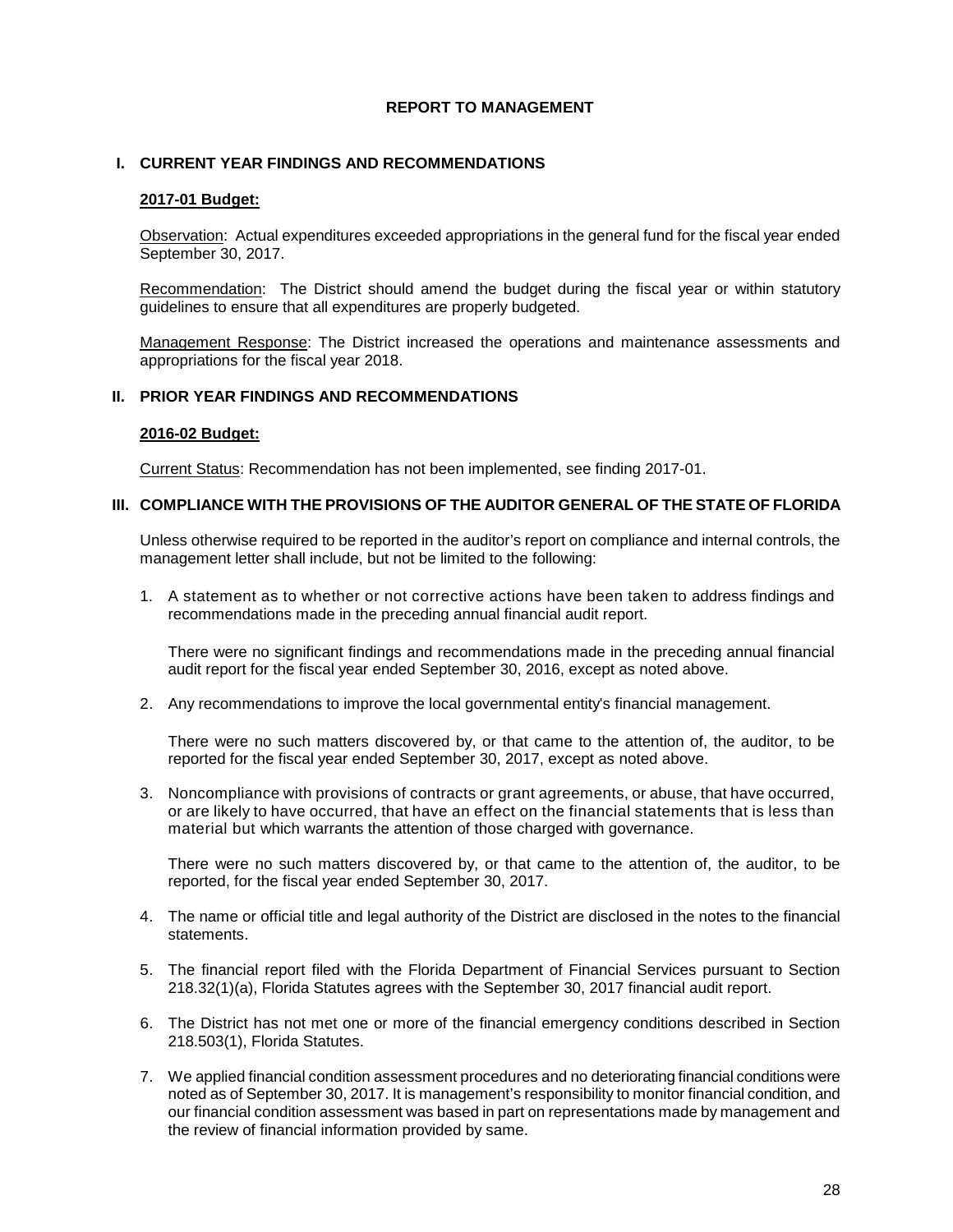# REPORT TO MANAGEMENT

## I. CURRENT YEAR FINDINGS AND RECOMMENDATIONS

**2017-01 Budget:**

Observation: Actual expenditures exceeded appropriations in the general fund for the fiscal year ended September 30, 2017.

Recommendation: The District should amend the budget during the fiscal year or within statutory guidelines to ensure that all expenditures are properly budgeted.

Management Response: The District increased the operations and maintenance assessments and appropriations for the fiscal year 2018.

## II. PRIOR YEAR FINDINGS AND RECOMMENDATIONS

**2016-02 Budget:**

Current Status: Recommendation has not been implemented, see finding 2017-01.

## III. COMPLIANCE WITH THE PROVISIONS OF THE AUDITOR GENERAL OF THE STATE OF FLORIDA

Unless otherwise required to be reported in the auditor's report on compliance and internal controls, the management letter shall include, but not be limited to the following:

1. A statement as to whether or not corrective actions have been taken to address findings and recommendations made in the preceding annual financial audit report.

   There were no significant findings and recommendations made in the preceding annual financial audit report for the fiscal year ended September 30, 2016, except as noted above.

2. Any recommendations to improve the local governmental entity's financial management.

   There were no such matters discovered by, or that came to the attention of, the auditor, to be reported for the fiscal year ended September 30, 2017, except as noted above.

3. Noncompliance with provisions of contracts or grant agreements, or abuse, that have occurred, or are likely to have occurred, that have an effect on the financial statements that is less than material but which warrants the attention of those charged with governance.

   There were no such matters discovered by, or that came to the attention of, the auditor, to be reported, for the fiscal year ended September 30, 2017.

4. The name or official title and legal authority of the District are disclosed in the notes to the financial statements.

5. The financial report filed with the Florida Department of Financial Services pursuant to Section 218.32(1)(a), Florida Statutes agrees with the September 30, 2017 financial audit report.

6. The District has not met one or more of the financial emergency conditions described in Section 218.503(1), Florida Statutes.

7. We applied financial condition assessment procedures and no deteriorating financial conditions were noted as of September 30, 2017. It is management's responsibility to monitor financial condition, and our financial condition assessment was based in part on representations made by management and the review of financial information provided by same.